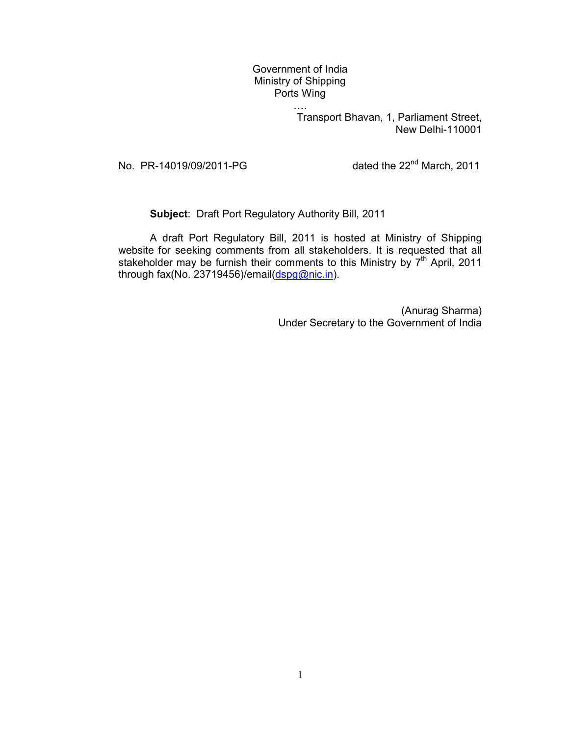Government of India
Ministry of Shipping
Ports Wing
….

Transport Bhavan, 1, Parliament Street,
New Delhi-110001

No. PR-14019/09/2011-PG dated the 22nd March, 2011

**Subject**: Draft Port Regulatory Authority Bill, 2011

A draft Port Regulatory Bill, 2011 is hosted at Ministry of Shipping website for seeking comments from all stakeholders. It is requested that all stakeholder may be furnish their comments to this Ministry by 7th April, 2011 through fax(No. 23719456)/email(dspg@nic.in).

(Anurag Sharma)
Under Secretary to the Government of India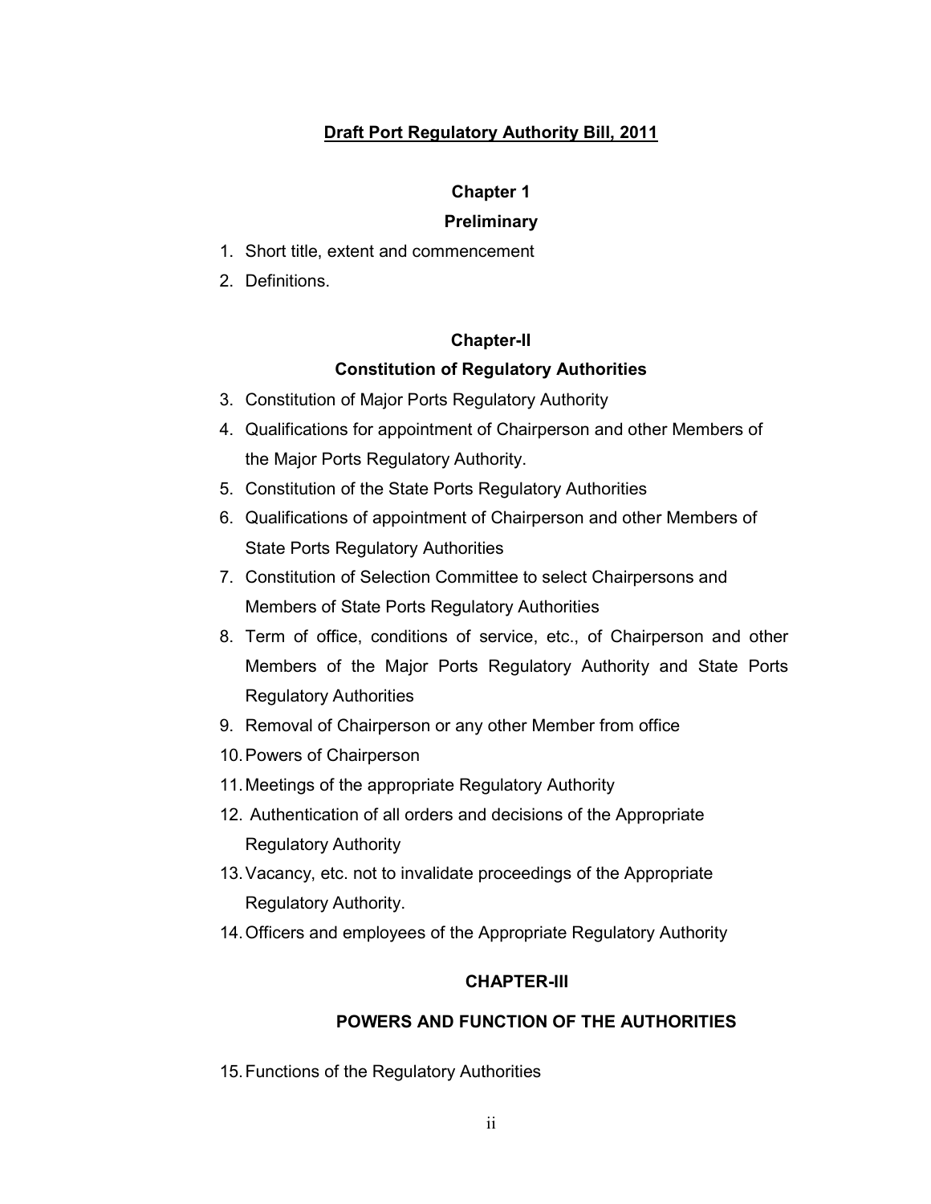# Draft Port Regulatory Authority Bill, 2011

## Chapter 1

## Preliminary

1. Short title, extent and commencement
2. Definitions.

## Chapter-II

## Constitution of Regulatory Authorities

3. Constitution of Major Ports Regulatory Authority
4. Qualifications for appointment of Chairperson and other Members of the Major Ports Regulatory Authority.
5. Constitution of the State Ports Regulatory Authorities
6. Qualifications of appointment of Chairperson and other Members of State Ports Regulatory Authorities
7. Constitution of Selection Committee to select Chairpersons and Members of State Ports Regulatory Authorities
8. Term of office, conditions of service, etc., of Chairperson and other Members of the Major Ports Regulatory Authority and State Ports Regulatory Authorities
9. Removal of Chairperson or any other Member from office
10. Powers of Chairperson
11. Meetings of the appropriate Regulatory Authority
12. Authentication of all orders and decisions of the Appropriate Regulatory Authority
13. Vacancy, etc. not to invalidate proceedings of the Appropriate Regulatory Authority.
14. Officers and employees of the Appropriate Regulatory Authority

## CHAPTER-III

## POWERS AND FUNCTION OF THE AUTHORITIES

15. Functions of the Regulatory Authorities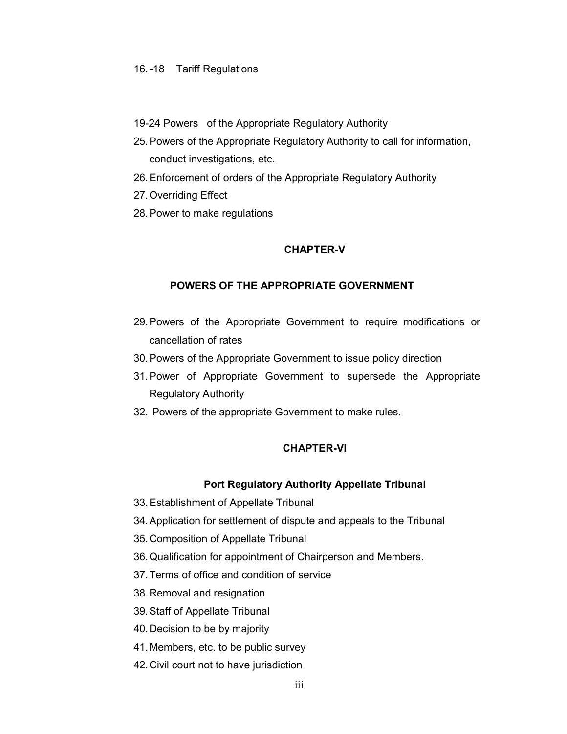16.-18 Tariff Regulations

19-24 Powers of the Appropriate Regulatory Authority

25. Powers of the Appropriate Regulatory Authority to call for information, conduct investigations, etc.
26. Enforcement of orders of the Appropriate Regulatory Authority
27. Overriding Effect
28. Power to make regulations

## CHAPTER-V

## POWERS OF THE APPROPRIATE GOVERNMENT

29. Powers of the Appropriate Government to require modifications or cancellation of rates
30. Powers of the Appropriate Government to issue policy direction
31. Power of Appropriate Government to supersede the Appropriate Regulatory Authority
32. Powers of the appropriate Government to make rules.

## CHAPTER-VI

## Port Regulatory Authority Appellate Tribunal

33. Establishment of Appellate Tribunal
34. Application for settlement of dispute and appeals to the Tribunal
35. Composition of Appellate Tribunal
36. Qualification for appointment of Chairperson and Members.
37. Terms of office and condition of service
38. Removal and resignation
39. Staff of Appellate Tribunal
40. Decision to be by majority
41. Members, etc. to be public survey
42. Civil court not to have jurisdiction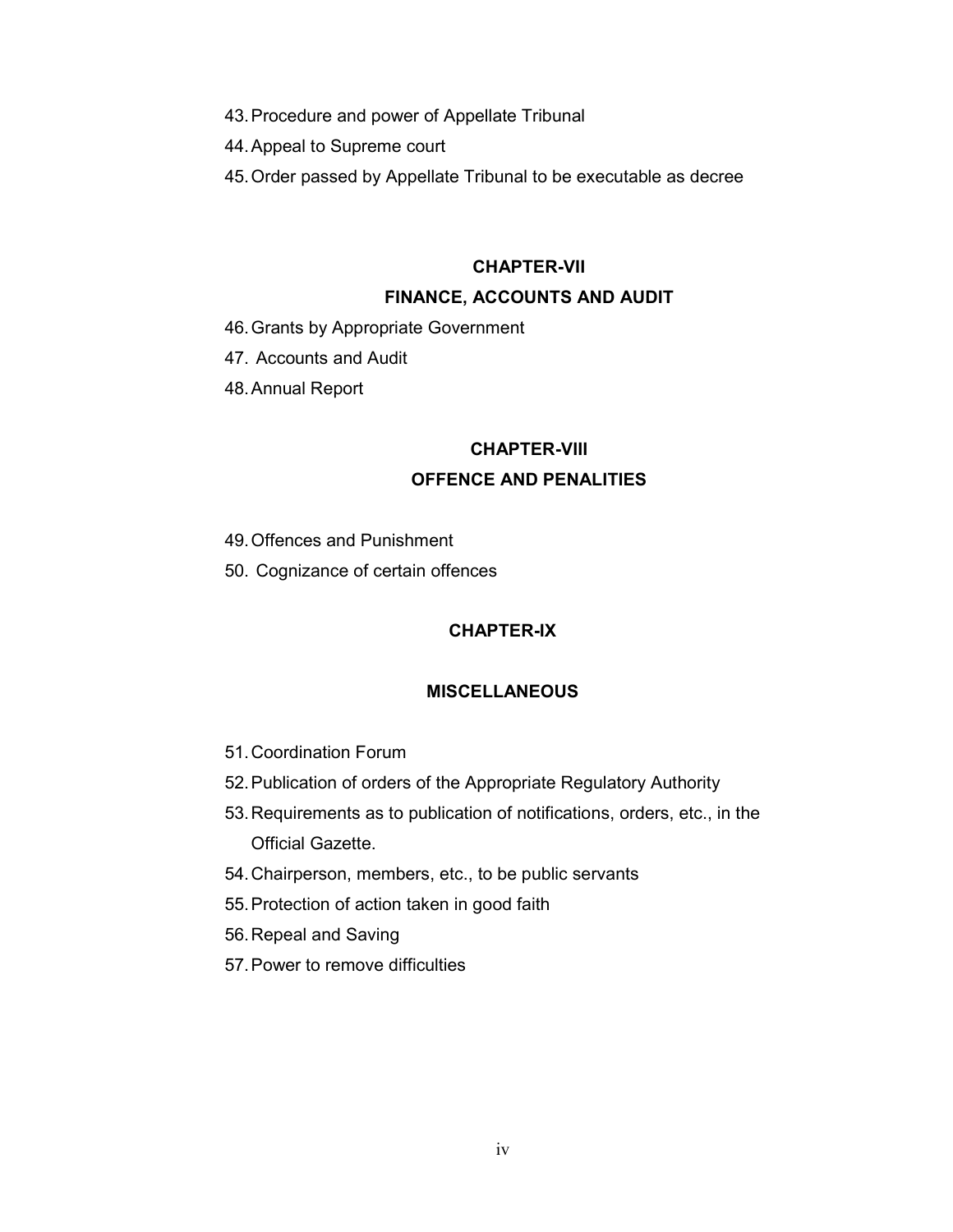43. Procedure and power of Appellate Tribunal
44. Appeal to Supreme court
45. Order passed by Appellate Tribunal to be executable as decree

## CHAPTER-VII

## FINANCE, ACCOUNTS AND AUDIT

46. Grants by Appropriate Government
47. Accounts and Audit
48. Annual Report

## CHAPTER-VIII

## OFFENCE AND PENALITIES

49. Offences and Punishment
50. Cognizance of certain offences

## CHAPTER-IX

## MISCELLANEOUS

51. Coordination Forum
52. Publication of orders of the Appropriate Regulatory Authority
53. Requirements as to publication of notifications, orders, etc., in the Official Gazette.
54. Chairperson, members, etc., to be public servants
55. Protection of action taken in good faith
56. Repeal and Saving
57. Power to remove difficulties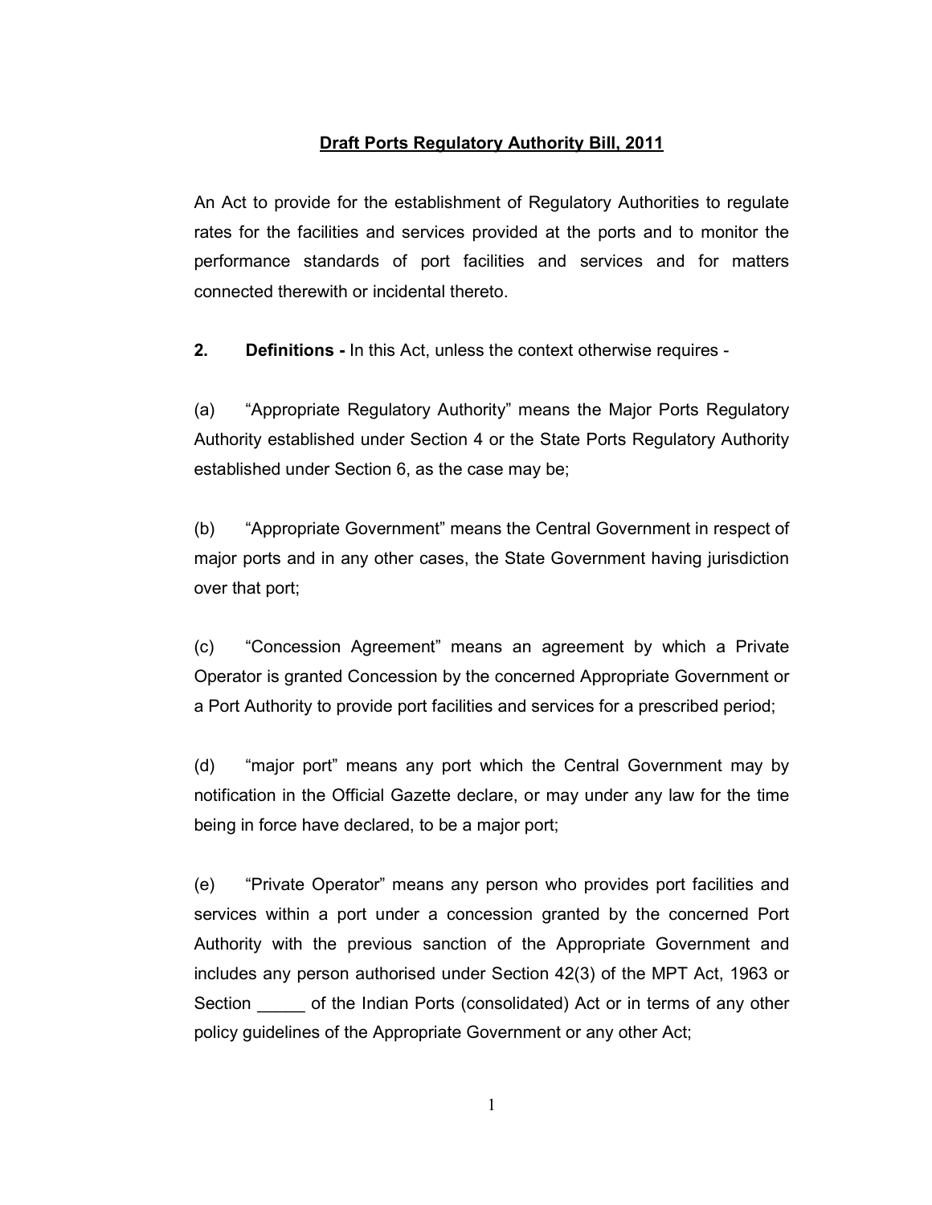# Draft Ports Regulatory Authority Bill, 2011

An Act to provide for the establishment of Regulatory Authorities to regulate rates for the facilities and services provided at the ports and to monitor the performance standards of port facilities and services and for matters connected therewith or incidental thereto.

**2. Definitions -** In this Act, unless the context otherwise requires -

(a) "Appropriate Regulatory Authority" means the Major Ports Regulatory Authority established under Section 4 or the State Ports Regulatory Authority established under Section 6, as the case may be;

(b) "Appropriate Government" means the Central Government in respect of major ports and in any other cases, the State Government having jurisdiction over that port;

(c) "Concession Agreement" means an agreement by which a Private Operator is granted Concession by the concerned Appropriate Government or a Port Authority to provide port facilities and services for a prescribed period;

(d) "major port" means any port which the Central Government may by notification in the Official Gazette declare, or may under any law for the time being in force have declared, to be a major port;

(e) "Private Operator" means any person who provides port facilities and services within a port under a concession granted by the concerned Port Authority with the previous sanction of the Appropriate Government and includes any person authorised under Section 42(3) of the MPT Act, 1963 or Section _____ of the Indian Ports (consolidated) Act or in terms of any other policy guidelines of the Appropriate Government or any other Act;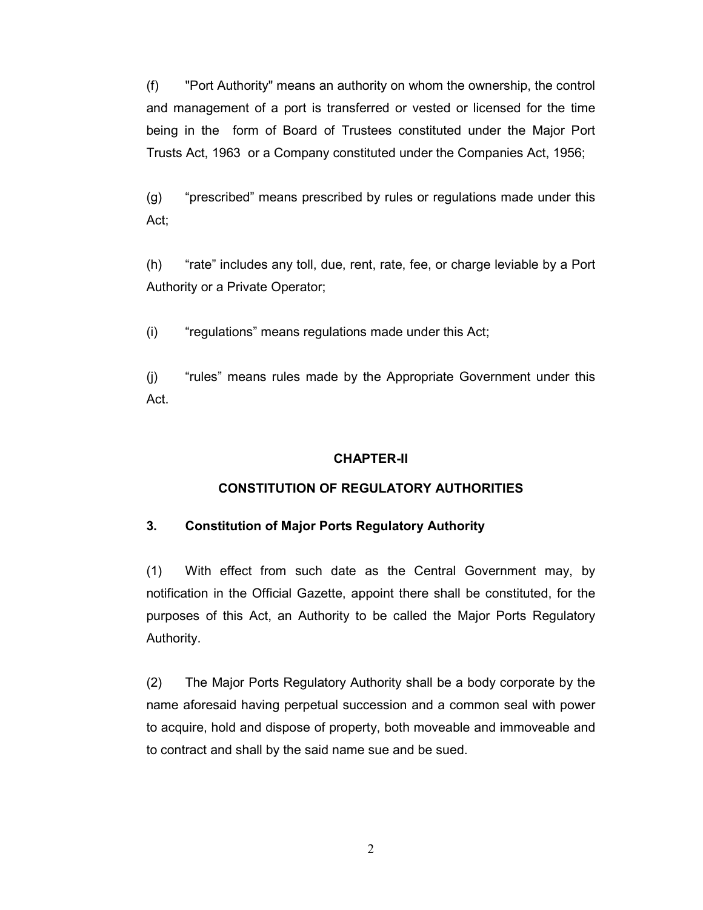(f) "Port Authority" means an authority on whom the ownership, the control and management of a port is transferred or vested or licensed for the time being in the form of Board of Trustees constituted under the Major Port Trusts Act, 1963 or a Company constituted under the Companies Act, 1956;

(g) "prescribed" means prescribed by rules or regulations made under this Act;

(h) "rate" includes any toll, due, rent, rate, fee, or charge leviable by a Port Authority or a Private Operator;

(i) "regulations" means regulations made under this Act;

(j) "rules" means rules made by the Appropriate Government under this Act.

## CHAPTER-II

## CONSTITUTION OF REGULATORY AUTHORITIES

### 3. Constitution of Major Ports Regulatory Authority

(1) With effect from such date as the Central Government may, by notification in the Official Gazette, appoint there shall be constituted, for the purposes of this Act, an Authority to be called the Major Ports Regulatory Authority.

(2) The Major Ports Regulatory Authority shall be a body corporate by the name aforesaid having perpetual succession and a common seal with power to acquire, hold and dispose of property, both moveable and immoveable and to contract and shall by the said name sue and be sued.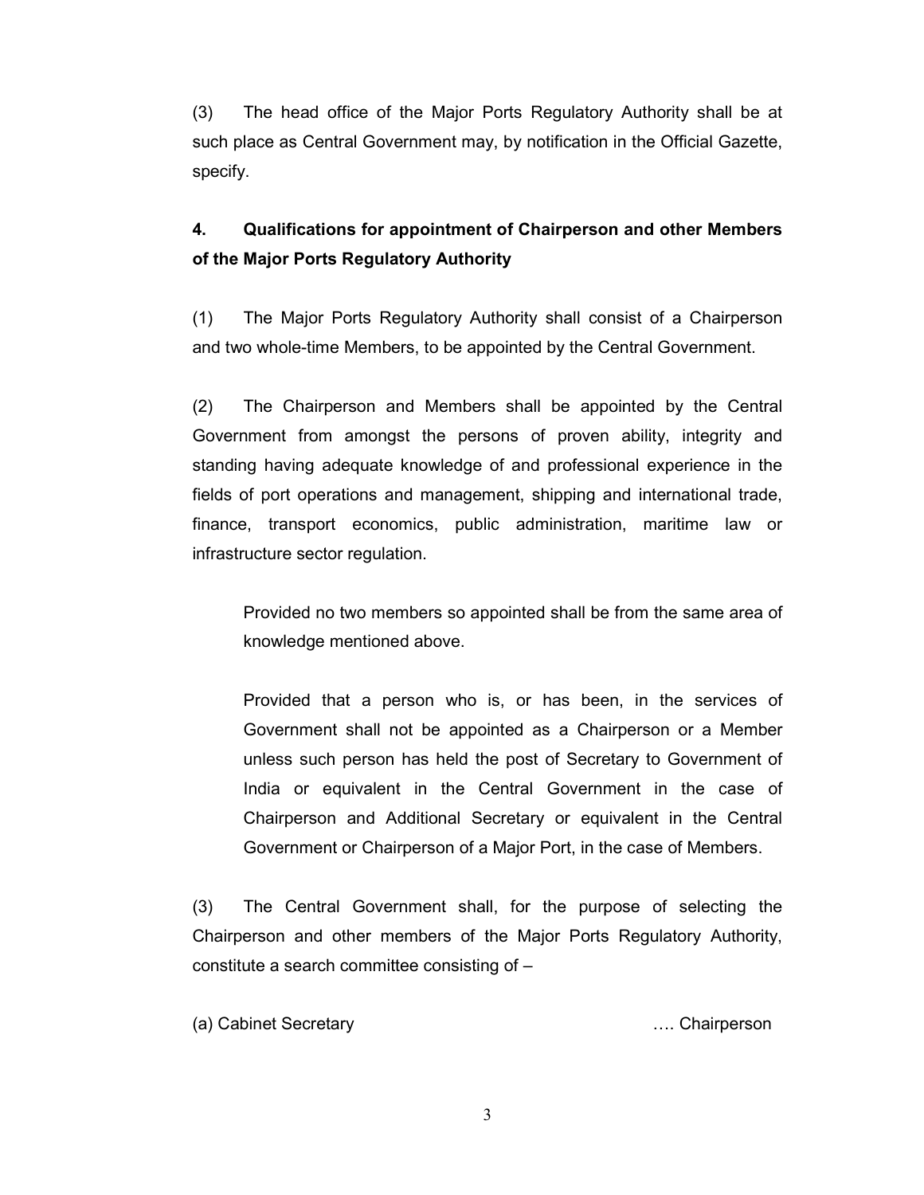(3) The head office of the Major Ports Regulatory Authority shall be at such place as Central Government may, by notification in the Official Gazette, specify.

**4. Qualifications for appointment of Chairperson and other Members of the Major Ports Regulatory Authority**

(1) The Major Ports Regulatory Authority shall consist of a Chairperson and two whole-time Members, to be appointed by the Central Government.

(2) The Chairperson and Members shall be appointed by the Central Government from amongst the persons of proven ability, integrity and standing having adequate knowledge of and professional experience in the fields of port operations and management, shipping and international trade, finance, transport economics, public administration, maritime law or infrastructure sector regulation.

> Provided no two members so appointed shall be from the same area of knowledge mentioned above.
>
> Provided that a person who is, or has been, in the services of Government shall not be appointed as a Chairperson or a Member unless such person has held the post of Secretary to Government of India or equivalent in the Central Government in the case of Chairperson and Additional Secretary or equivalent in the Central Government or Chairperson of a Major Port, in the case of Members.

(3) The Central Government shall, for the purpose of selecting the Chairperson and other members of the Major Ports Regulatory Authority, constitute a search committee consisting of –

(a) Cabinet Secretary …. Chairperson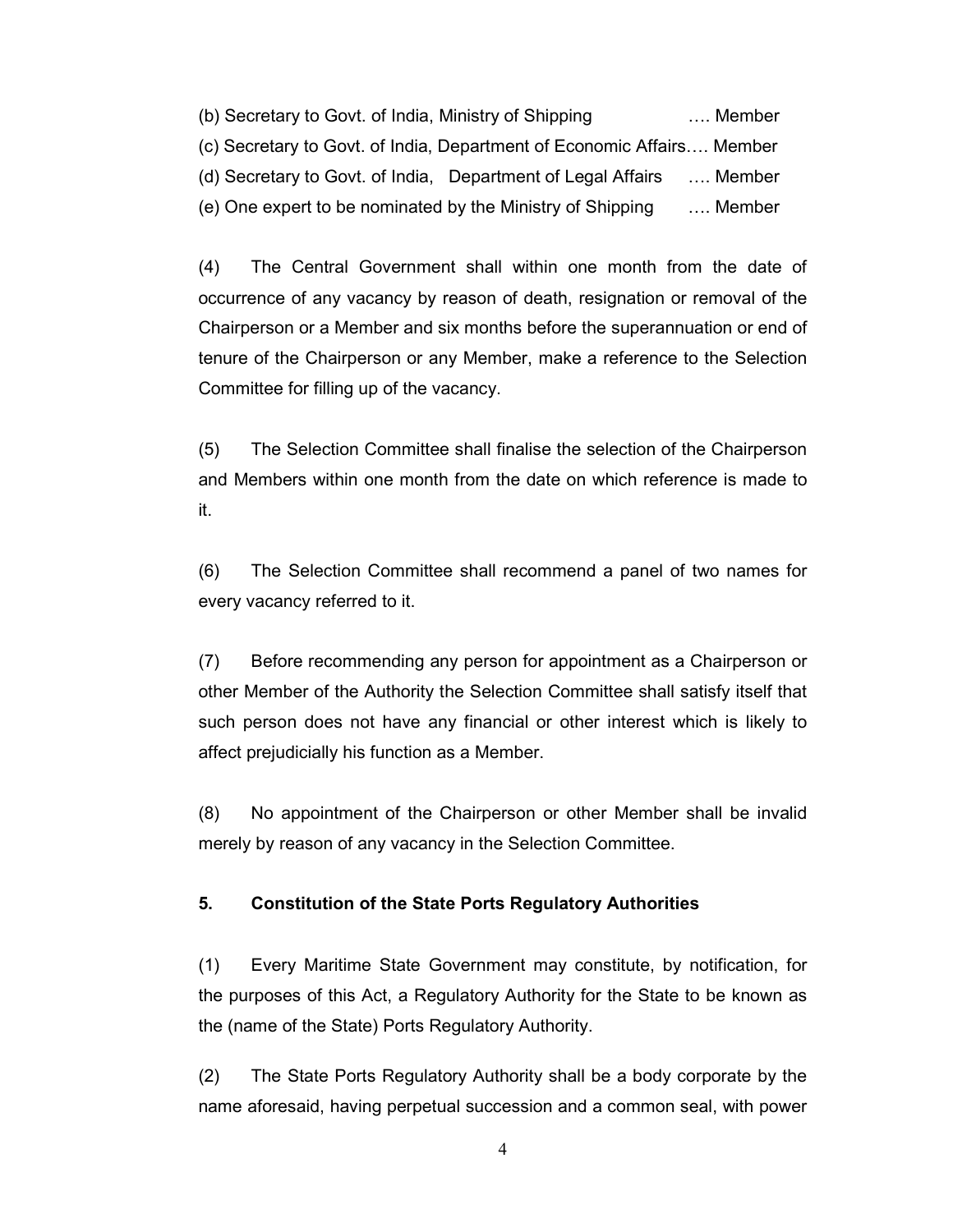(b) Secretary to Govt. of India, Ministry of Shipping …. Member

(c) Secretary to Govt. of India, Department of Economic Affairs…. Member

(d) Secretary to Govt. of India, Department of Legal Affairs …. Member

(e) One expert to be nominated by the Ministry of Shipping …. Member

(4) The Central Government shall within one month from the date of occurrence of any vacancy by reason of death, resignation or removal of the Chairperson or a Member and six months before the superannuation or end of tenure of the Chairperson or any Member, make a reference to the Selection Committee for filling up of the vacancy.

(5) The Selection Committee shall finalise the selection of the Chairperson and Members within one month from the date on which reference is made to it.

(6) The Selection Committee shall recommend a panel of two names for every vacancy referred to it.

(7) Before recommending any person for appointment as a Chairperson or other Member of the Authority the Selection Committee shall satisfy itself that such person does not have any financial or other interest which is likely to affect prejudicially his function as a Member.

(8) No appointment of the Chairperson or other Member shall be invalid merely by reason of any vacancy in the Selection Committee.

**5. Constitution of the State Ports Regulatory Authorities**

(1) Every Maritime State Government may constitute, by notification, for the purposes of this Act, a Regulatory Authority for the State to be known as the (name of the State) Ports Regulatory Authority.

(2) The State Ports Regulatory Authority shall be a body corporate by the name aforesaid, having perpetual succession and a common seal, with power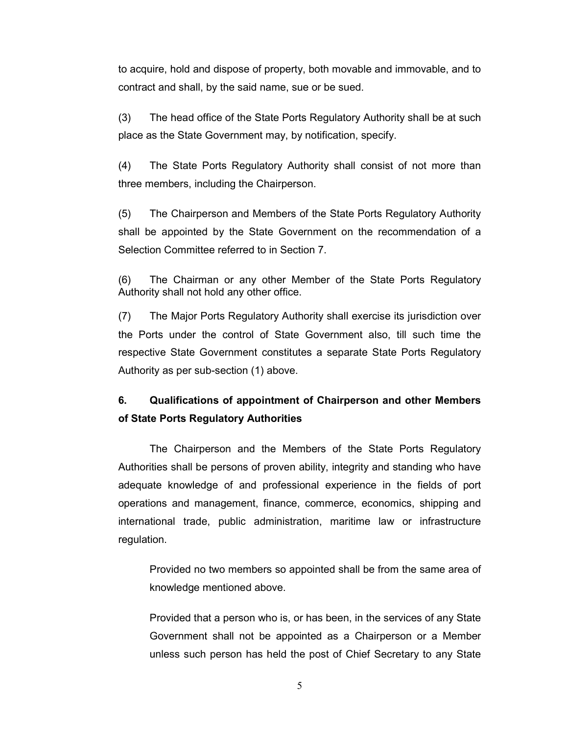to acquire, hold and dispose of property, both movable and immovable, and to contract and shall, by the said name, sue or be sued.

(3) The head office of the State Ports Regulatory Authority shall be at such place as the State Government may, by notification, specify.

(4) The State Ports Regulatory Authority shall consist of not more than three members, including the Chairperson.

(5) The Chairperson and Members of the State Ports Regulatory Authority shall be appointed by the State Government on the recommendation of a Selection Committee referred to in Section 7.

(6) The Chairman or any other Member of the State Ports Regulatory Authority shall not hold any other office.

(7) The Major Ports Regulatory Authority shall exercise its jurisdiction over the Ports under the control of State Government also, till such time the respective State Government constitutes a separate State Ports Regulatory Authority as per sub-section (1) above.

**6. Qualifications of appointment of Chairperson and other Members of State Ports Regulatory Authorities**

The Chairperson and the Members of the State Ports Regulatory Authorities shall be persons of proven ability, integrity and standing who have adequate knowledge of and professional experience in the fields of port operations and management, finance, commerce, economics, shipping and international trade, public administration, maritime law or infrastructure regulation.

> Provided no two members so appointed shall be from the same area of knowledge mentioned above.
>
> Provided that a person who is, or has been, in the services of any State Government shall not be appointed as a Chairperson or a Member unless such person has held the post of Chief Secretary to any State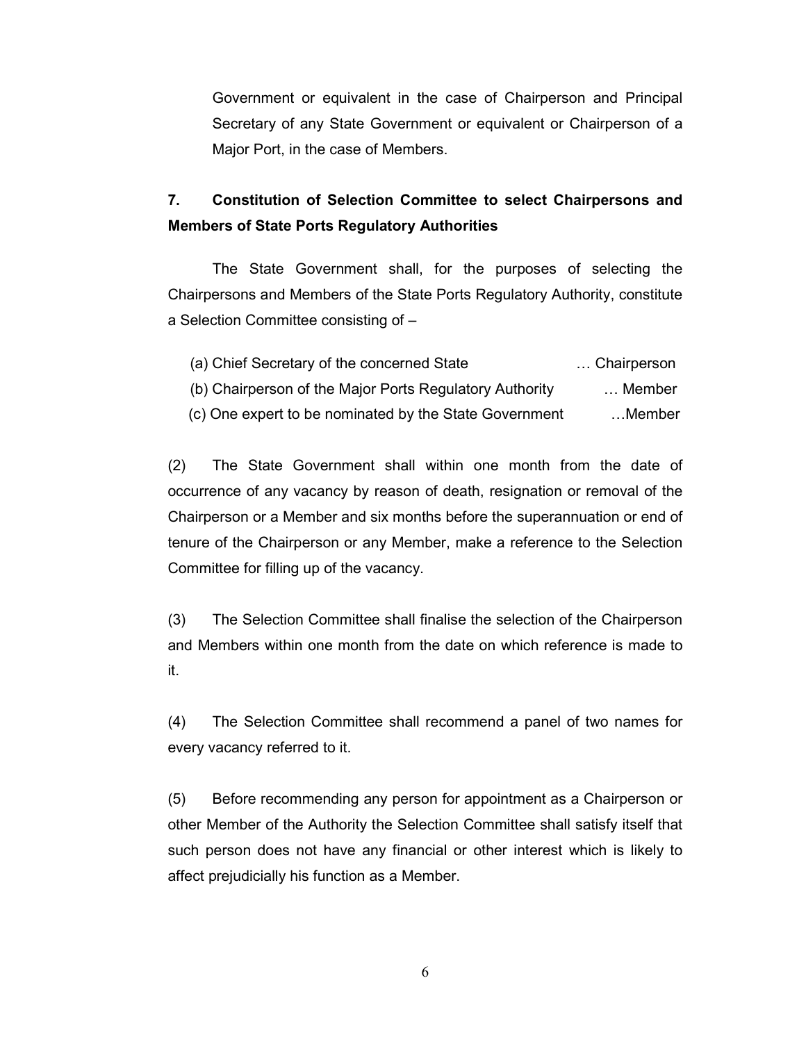Government or equivalent in the case of Chairperson and Principal Secretary of any State Government or equivalent or Chairperson of a Major Port, in the case of Members.

**7. Constitution of Selection Committee to select Chairpersons and Members of State Ports Regulatory Authorities**

The State Government shall, for the purposes of selecting the Chairpersons and Members of the State Ports Regulatory Authority, constitute a Selection Committee consisting of –

(a) Chief Secretary of the concerned State … Chairperson

(b) Chairperson of the Major Ports Regulatory Authority … Member

(c) One expert to be nominated by the State Government …Member

(2) The State Government shall within one month from the date of occurrence of any vacancy by reason of death, resignation or removal of the Chairperson or a Member and six months before the superannuation or end of tenure of the Chairperson or any Member, make a reference to the Selection Committee for filling up of the vacancy.

(3) The Selection Committee shall finalise the selection of the Chairperson and Members within one month from the date on which reference is made to it.

(4) The Selection Committee shall recommend a panel of two names for every vacancy referred to it.

(5) Before recommending any person for appointment as a Chairperson or other Member of the Authority the Selection Committee shall satisfy itself that such person does not have any financial or other interest which is likely to affect prejudicially his function as a Member.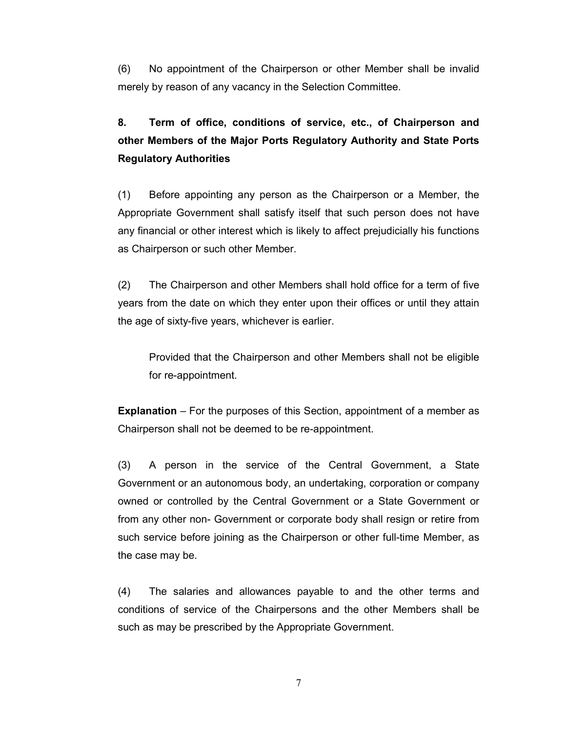(6) No appointment of the Chairperson or other Member shall be invalid merely by reason of any vacancy in the Selection Committee.

## 8. Term of office, conditions of service, etc., of Chairperson and other Members of the Major Ports Regulatory Authority and State Ports Regulatory Authorities

(1) Before appointing any person as the Chairperson or a Member, the Appropriate Government shall satisfy itself that such person does not have any financial or other interest which is likely to affect prejudicially his functions as Chairperson or such other Member.

(2) The Chairperson and other Members shall hold office for a term of five years from the date on which they enter upon their offices or until they attain the age of sixty-five years, whichever is earlier.

> Provided that the Chairperson and other Members shall not be eligible for re-appointment.

**Explanation** – For the purposes of this Section, appointment of a member as Chairperson shall not be deemed to be re-appointment.

(3) A person in the service of the Central Government, a State Government or an autonomous body, an undertaking, corporation or company owned or controlled by the Central Government or a State Government or from any other non- Government or corporate body shall resign or retire from such service before joining as the Chairperson or other full-time Member, as the case may be.

(4) The salaries and allowances payable to and the other terms and conditions of service of the Chairpersons and the other Members shall be such as may be prescribed by the Appropriate Government.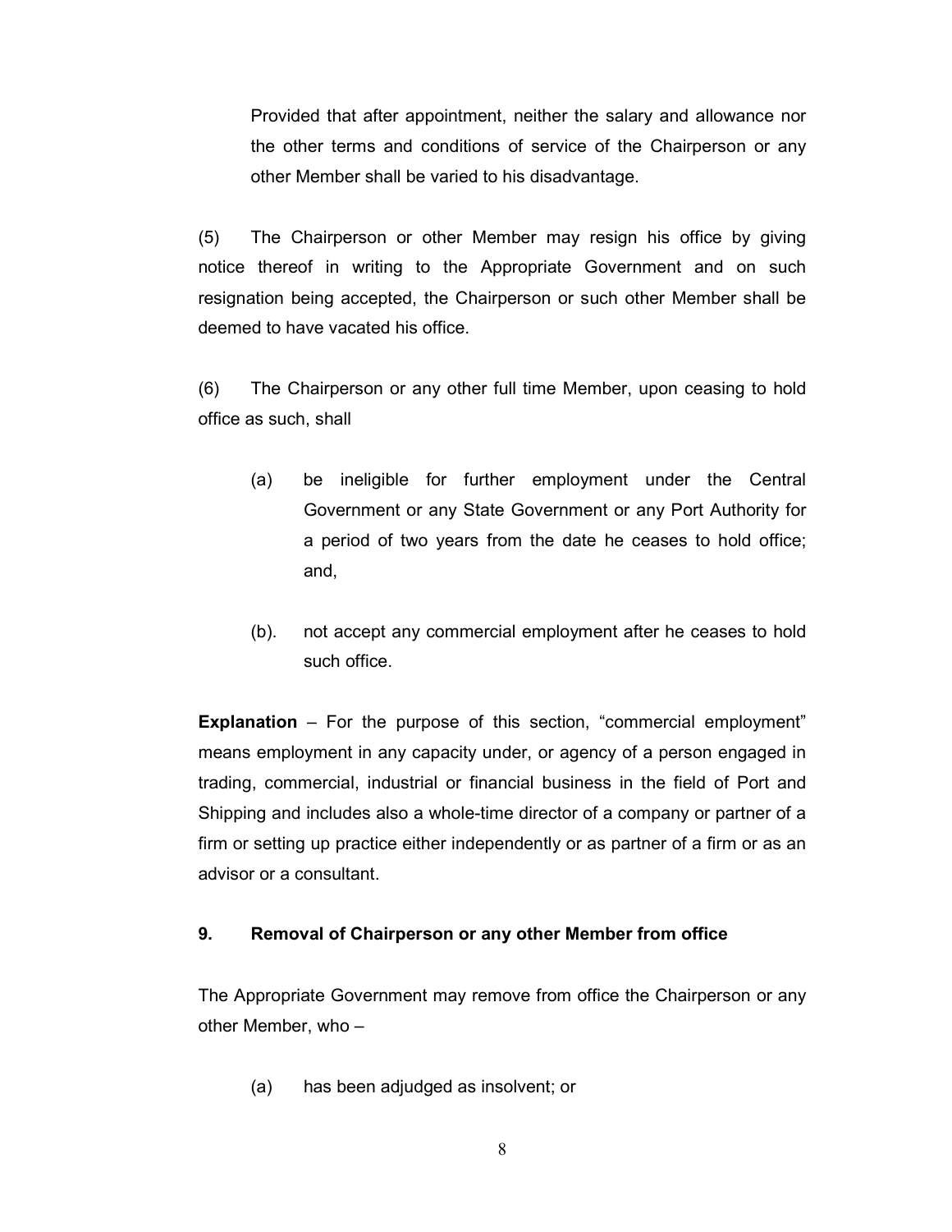Provided that after appointment, neither the salary and allowance nor the other terms and conditions of service of the Chairperson or any other Member shall be varied to his disadvantage.

(5) The Chairperson or other Member may resign his office by giving notice thereof in writing to the Appropriate Government and on such resignation being accepted, the Chairperson or such other Member shall be deemed to have vacated his office.

(6) The Chairperson or any other full time Member, upon ceasing to hold office as such, shall

(a) be ineligible for further employment under the Central Government or any State Government or any Port Authority for a period of two years from the date he ceases to hold office; and,

(b). not accept any commercial employment after he ceases to hold such office.

**Explanation** – For the purpose of this section, "commercial employment" means employment in any capacity under, or agency of a person engaged in trading, commercial, industrial or financial business in the field of Port and Shipping and includes also a whole-time director of a company or partner of a firm or setting up practice either independently or as partner of a firm or as an advisor or a consultant.

### 9. Removal of Chairperson or any other Member from office

The Appropriate Government may remove from office the Chairperson or any other Member, who –

(a) has been adjudged as insolvent; or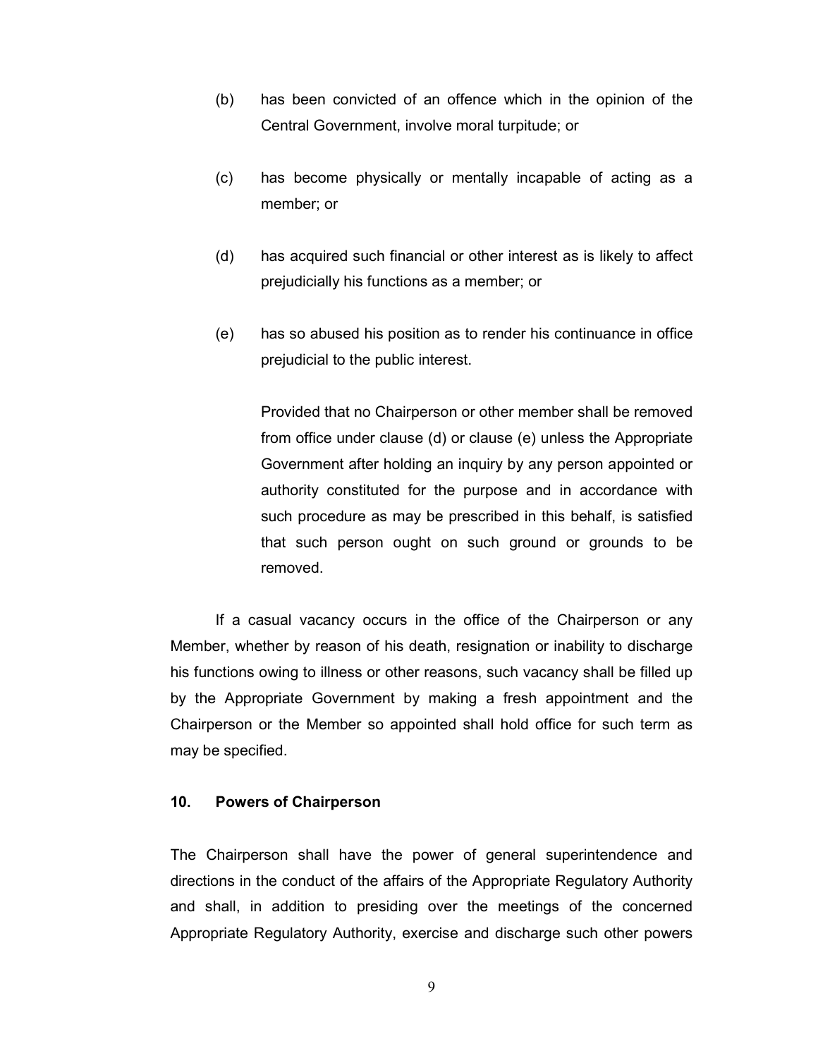(b) has been convicted of an offence which in the opinion of the Central Government, involve moral turpitude; or

(c) has become physically or mentally incapable of acting as a member; or

(d) has acquired such financial or other interest as is likely to affect prejudicially his functions as a member; or

(e) has so abused his position as to render his continuance in office prejudicial to the public interest.

Provided that no Chairperson or other member shall be removed from office under clause (d) or clause (e) unless the Appropriate Government after holding an inquiry by any person appointed or authority constituted for the purpose and in accordance with such procedure as may be prescribed in this behalf, is satisfied that such person ought on such ground or grounds to be removed.

If a casual vacancy occurs in the office of the Chairperson or any Member, whether by reason of his death, resignation or inability to discharge his functions owing to illness or other reasons, such vacancy shall be filled up by the Appropriate Government by making a fresh appointment and the Chairperson or the Member so appointed shall hold office for such term as may be specified.

**10. Powers of Chairperson**

The Chairperson shall have the power of general superintendence and directions in the conduct of the affairs of the Appropriate Regulatory Authority and shall, in addition to presiding over the meetings of the concerned Appropriate Regulatory Authority, exercise and discharge such other powers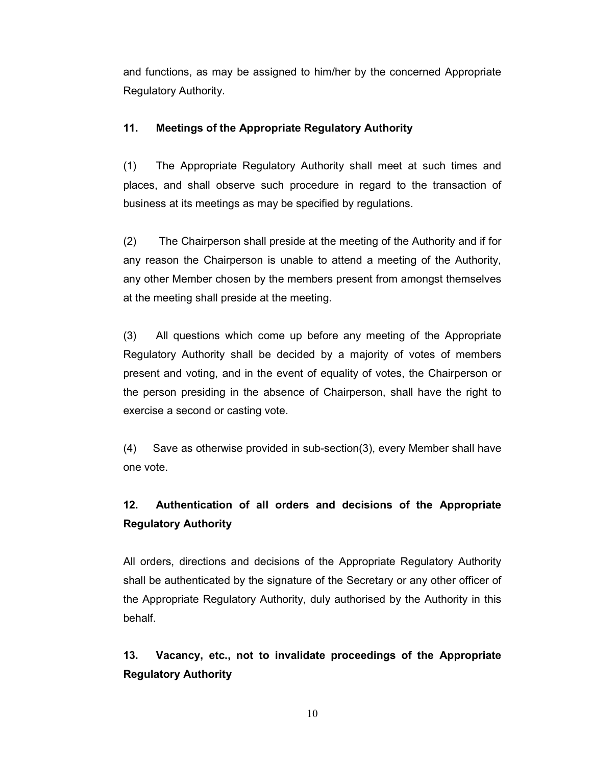and functions, as may be assigned to him/her by the concerned Appropriate Regulatory Authority.

### 11. Meetings of the Appropriate Regulatory Authority

(1) The Appropriate Regulatory Authority shall meet at such times and places, and shall observe such procedure in regard to the transaction of business at its meetings as may be specified by regulations.

(2) The Chairperson shall preside at the meeting of the Authority and if for any reason the Chairperson is unable to attend a meeting of the Authority, any other Member chosen by the members present from amongst themselves at the meeting shall preside at the meeting.

(3) All questions which come up before any meeting of the Appropriate Regulatory Authority shall be decided by a majority of votes of members present and voting, and in the event of equality of votes, the Chairperson or the person presiding in the absence of Chairperson, shall have the right to exercise a second or casting vote.

(4) Save as otherwise provided in sub-section(3), every Member shall have one vote.

### 12. Authentication of all orders and decisions of the Appropriate Regulatory Authority

All orders, directions and decisions of the Appropriate Regulatory Authority shall be authenticated by the signature of the Secretary or any other officer of the Appropriate Regulatory Authority, duly authorised by the Authority in this behalf.

### 13. Vacancy, etc., not to invalidate proceedings of the Appropriate Regulatory Authority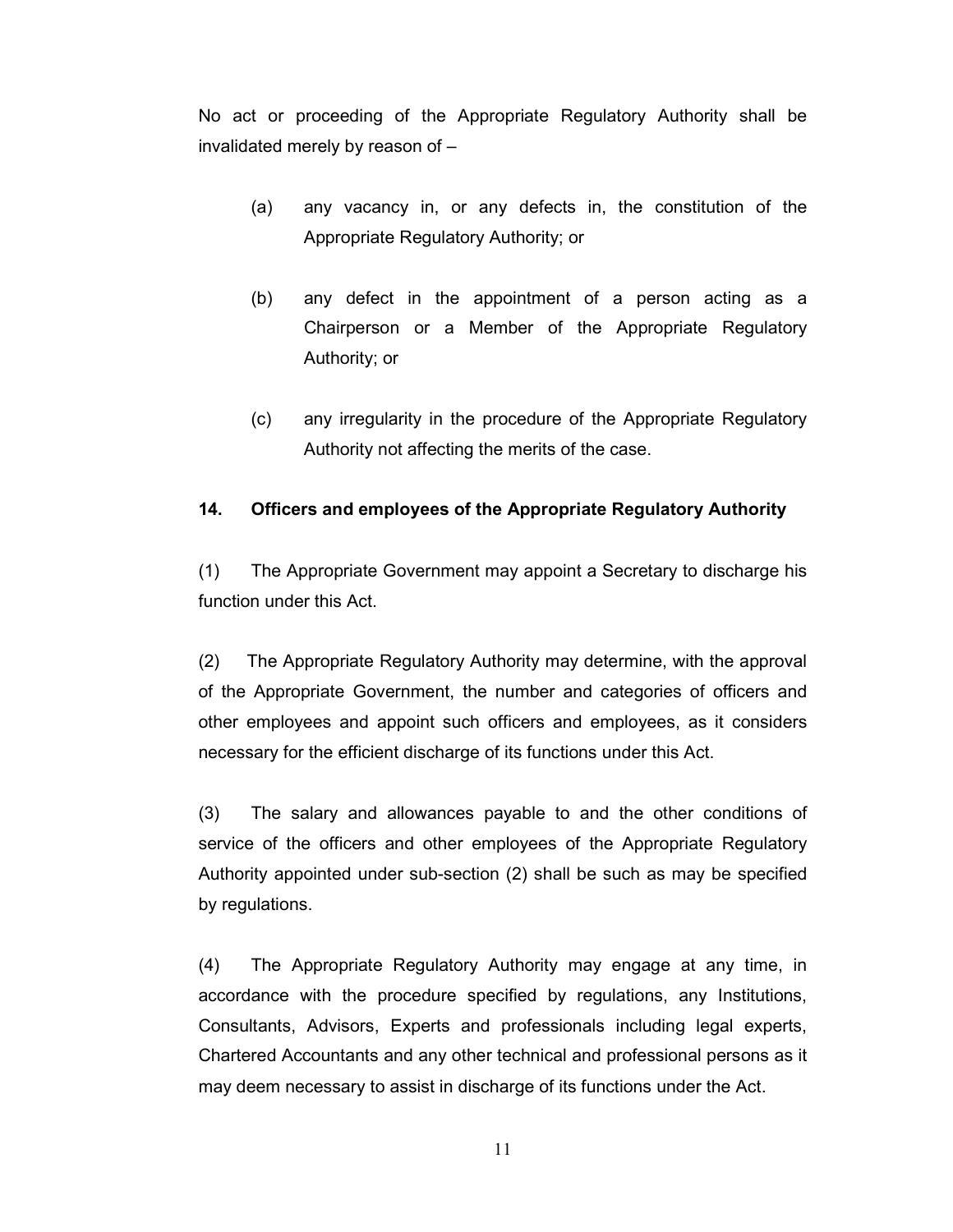No act or proceeding of the Appropriate Regulatory Authority shall be invalidated merely by reason of –

(a) any vacancy in, or any defects in, the constitution of the Appropriate Regulatory Authority; or

(b) any defect in the appointment of a person acting as a Chairperson or a Member of the Appropriate Regulatory Authority; or

(c) any irregularity in the procedure of the Appropriate Regulatory Authority not affecting the merits of the case.

**14. Officers and employees of the Appropriate Regulatory Authority**

(1) The Appropriate Government may appoint a Secretary to discharge his function under this Act.

(2) The Appropriate Regulatory Authority may determine, with the approval of the Appropriate Government, the number and categories of officers and other employees and appoint such officers and employees, as it considers necessary for the efficient discharge of its functions under this Act.

(3) The salary and allowances payable to and the other conditions of service of the officers and other employees of the Appropriate Regulatory Authority appointed under sub-section (2) shall be such as may be specified by regulations.

(4) The Appropriate Regulatory Authority may engage at any time, in accordance with the procedure specified by regulations, any Institutions, Consultants, Advisors, Experts and professionals including legal experts, Chartered Accountants and any other technical and professional persons as it may deem necessary to assist in discharge of its functions under the Act.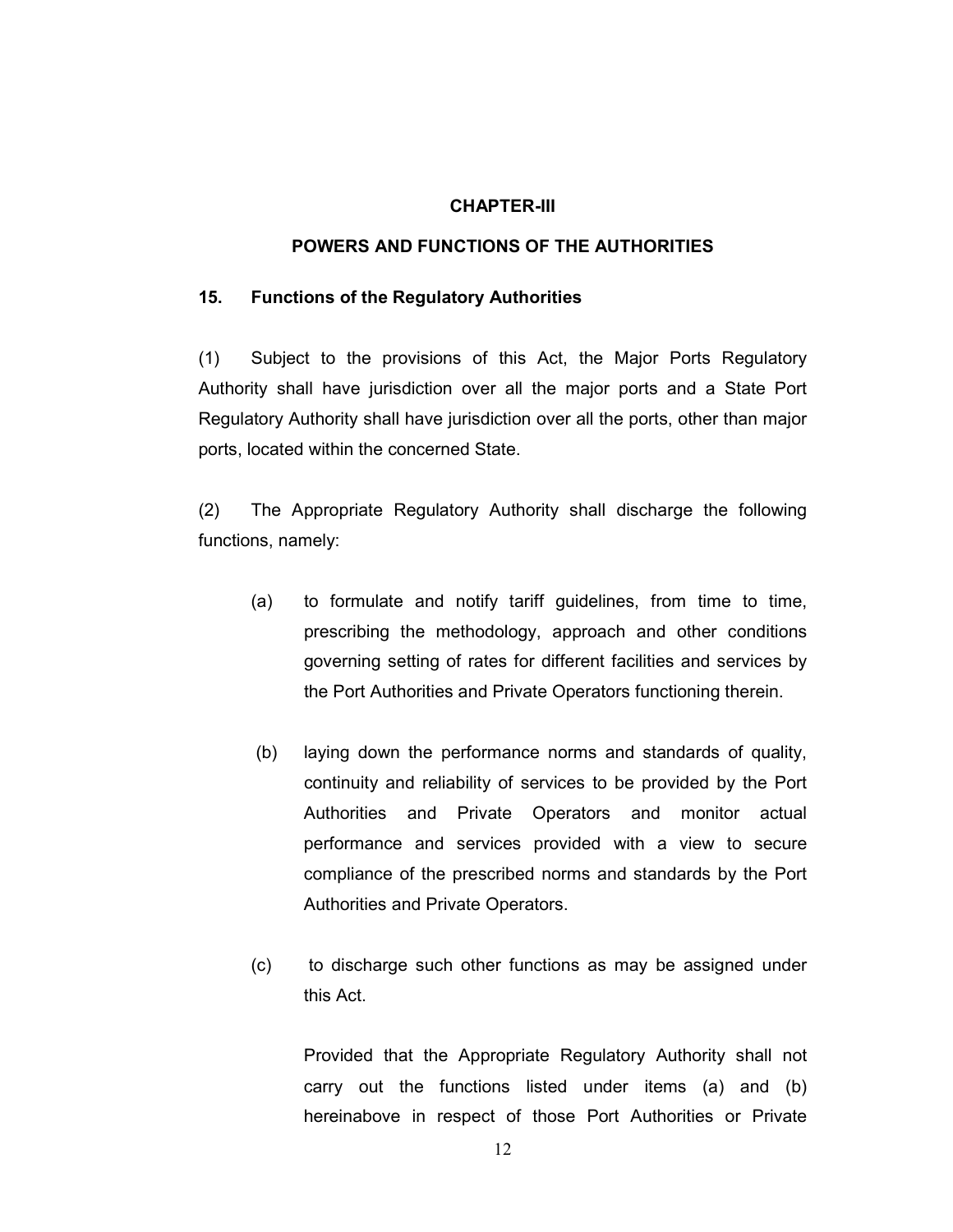## CHAPTER-III

## POWERS AND FUNCTIONS OF THE AUTHORITIES

### 15. Functions of the Regulatory Authorities

(1) Subject to the provisions of this Act, the Major Ports Regulatory Authority shall have jurisdiction over all the major ports and a State Port Regulatory Authority shall have jurisdiction over all the ports, other than major ports, located within the concerned State.

(2) The Appropriate Regulatory Authority shall discharge the following functions, namely:

(a) to formulate and notify tariff guidelines, from time to time, prescribing the methodology, approach and other conditions governing setting of rates for different facilities and services by the Port Authorities and Private Operators functioning therein.

(b) laying down the performance norms and standards of quality, continuity and reliability of services to be provided by the Port Authorities and Private Operators and monitor actual performance and services provided with a view to secure compliance of the prescribed norms and standards by the Port Authorities and Private Operators.

(c) to discharge such other functions as may be assigned under this Act.

Provided that the Appropriate Regulatory Authority shall not carry out the functions listed under items (a) and (b) hereinabove in respect of those Port Authorities or Private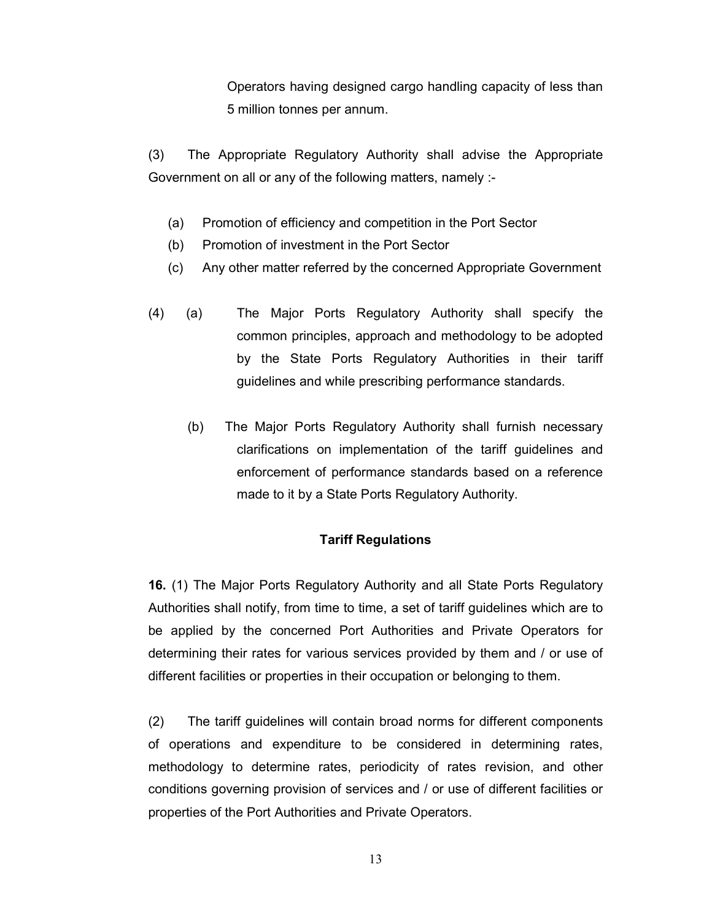Operators having designed cargo handling capacity of less than 5 million tonnes per annum.

(3) The Appropriate Regulatory Authority shall advise the Appropriate Government on all or any of the following matters, namely :-

(a) Promotion of efficiency and competition in the Port Sector
(b) Promotion of investment in the Port Sector
(c) Any other matter referred by the concerned Appropriate Government

(4) (a) The Major Ports Regulatory Authority shall specify the common principles, approach and methodology to be adopted by the State Ports Regulatory Authorities in their tariff guidelines and while prescribing performance standards.

(b) The Major Ports Regulatory Authority shall furnish necessary clarifications on implementation of the tariff guidelines and enforcement of performance standards based on a reference made to it by a State Ports Regulatory Authority.

### Tariff Regulations

**16.** (1) The Major Ports Regulatory Authority and all State Ports Regulatory Authorities shall notify, from time to time, a set of tariff guidelines which are to be applied by the concerned Port Authorities and Private Operators for determining their rates for various services provided by them and / or use of different facilities or properties in their occupation or belonging to them.

(2) The tariff guidelines will contain broad norms for different components of operations and expenditure to be considered in determining rates, methodology to determine rates, periodicity of rates revision, and other conditions governing provision of services and / or use of different facilities or properties of the Port Authorities and Private Operators.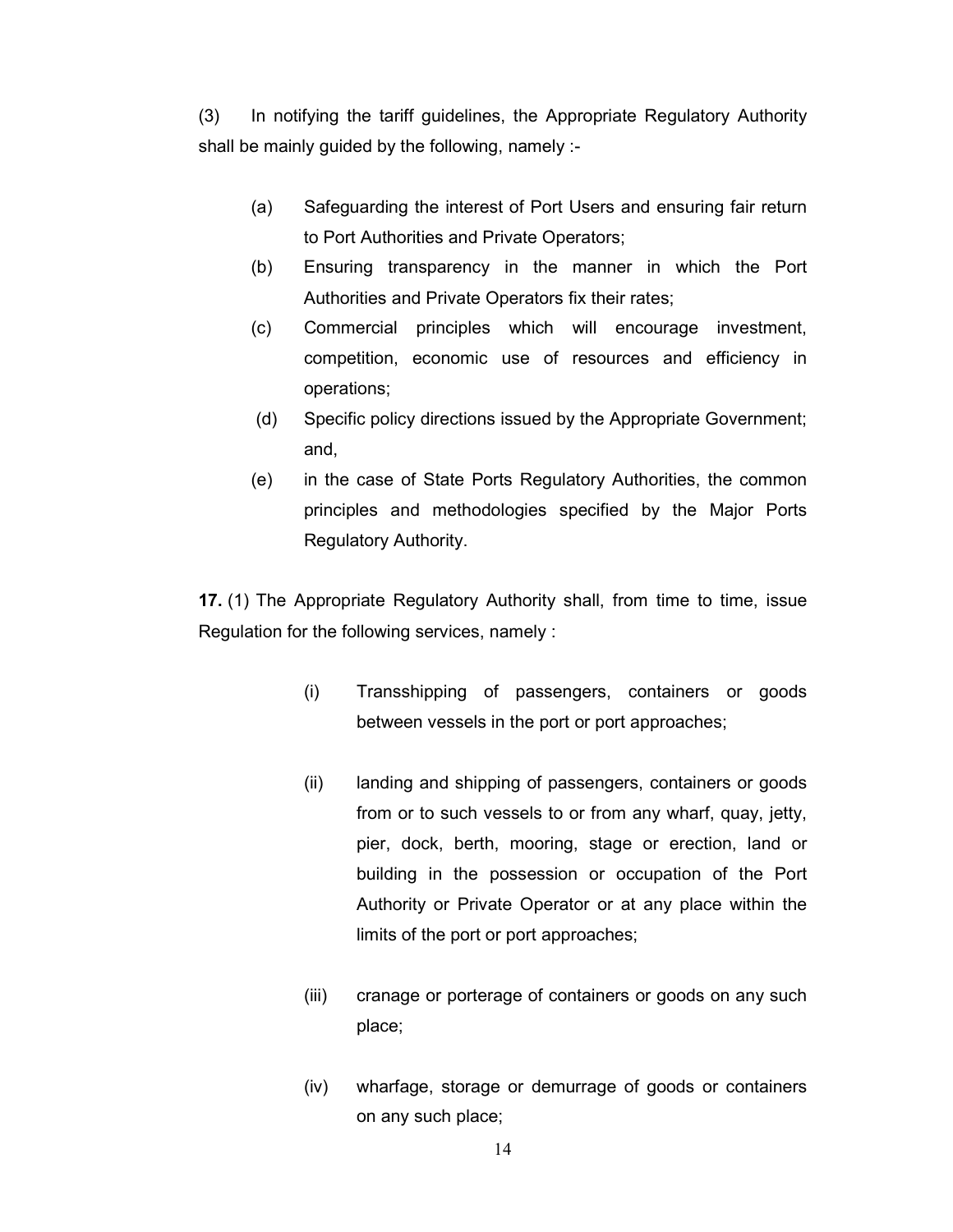(3) In notifying the tariff guidelines, the Appropriate Regulatory Authority shall be mainly guided by the following, namely :-

(a) Safeguarding the interest of Port Users and ensuring fair return to Port Authorities and Private Operators;

(b) Ensuring transparency in the manner in which the Port Authorities and Private Operators fix their rates;

(c) Commercial principles which will encourage investment, competition, economic use of resources and efficiency in operations;

(d) Specific policy directions issued by the Appropriate Government; and,

(e) in the case of State Ports Regulatory Authorities, the common principles and methodologies specified by the Major Ports Regulatory Authority.

**17.** (1) The Appropriate Regulatory Authority shall, from time to time, issue Regulation for the following services, namely :

(i) Transshipping of passengers, containers or goods between vessels in the port or port approaches;

(ii) landing and shipping of passengers, containers or goods from or to such vessels to or from any wharf, quay, jetty, pier, dock, berth, mooring, stage or erection, land or building in the possession or occupation of the Port Authority or Private Operator or at any place within the limits of the port or port approaches;

(iii) cranage or porterage of containers or goods on any such place;

(iv) wharfage, storage or demurrage of goods or containers on any such place;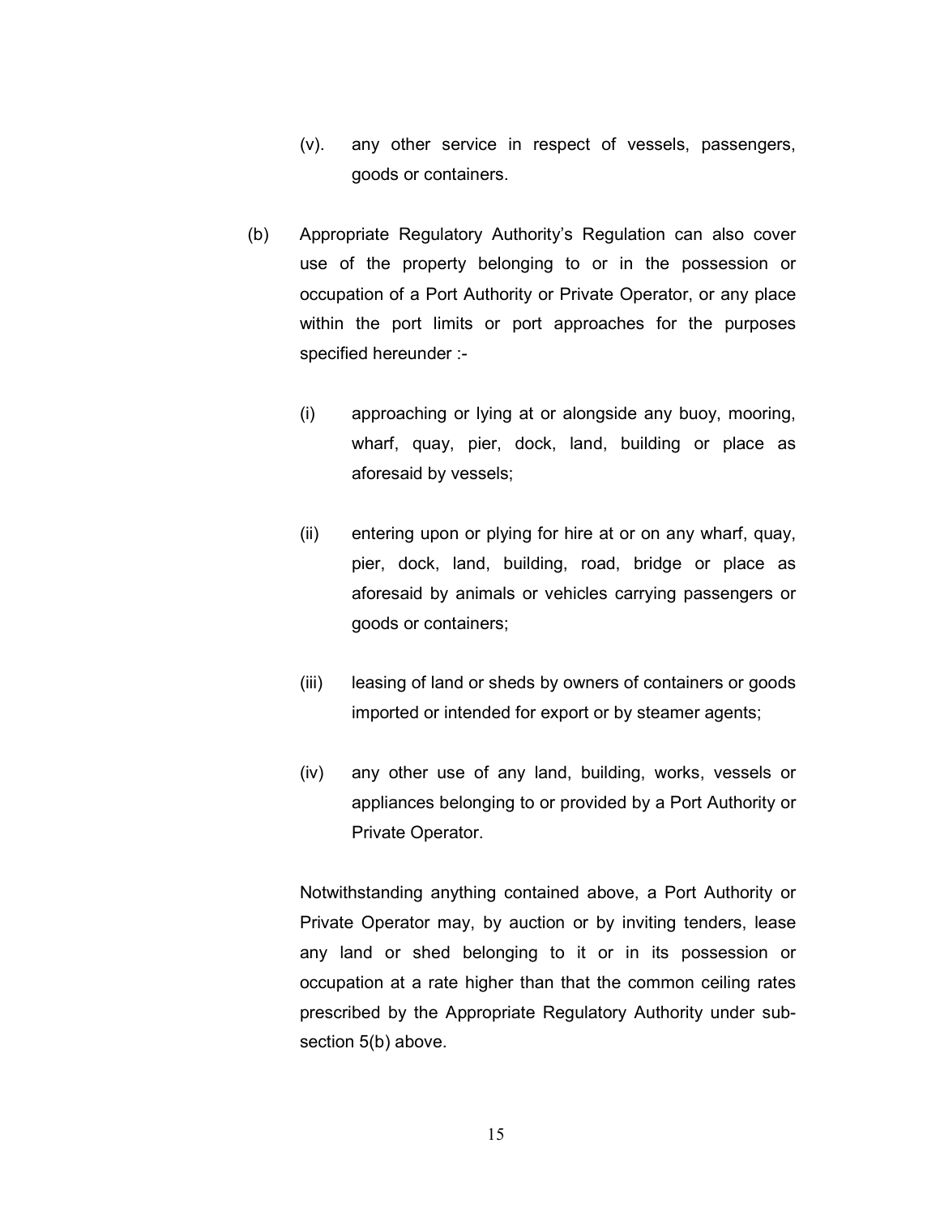(v). any other service in respect of vessels, passengers, goods or containers.

(b) Appropriate Regulatory Authority's Regulation can also cover use of the property belonging to or in the possession or occupation of a Port Authority or Private Operator, or any place within the port limits or port approaches for the purposes specified hereunder :-

(i) approaching or lying at or alongside any buoy, mooring, wharf, quay, pier, dock, land, building or place as aforesaid by vessels;

(ii) entering upon or plying for hire at or on any wharf, quay, pier, dock, land, building, road, bridge or place as aforesaid by animals or vehicles carrying passengers or goods or containers;

(iii) leasing of land or sheds by owners of containers or goods imported or intended for export or by steamer agents;

(iv) any other use of any land, building, works, vessels or appliances belonging to or provided by a Port Authority or Private Operator.

Notwithstanding anything contained above, a Port Authority or Private Operator may, by auction or by inviting tenders, lease any land or shed belonging to it or in its possession or occupation at a rate higher than that the common ceiling rates prescribed by the Appropriate Regulatory Authority under sub-section 5(b) above.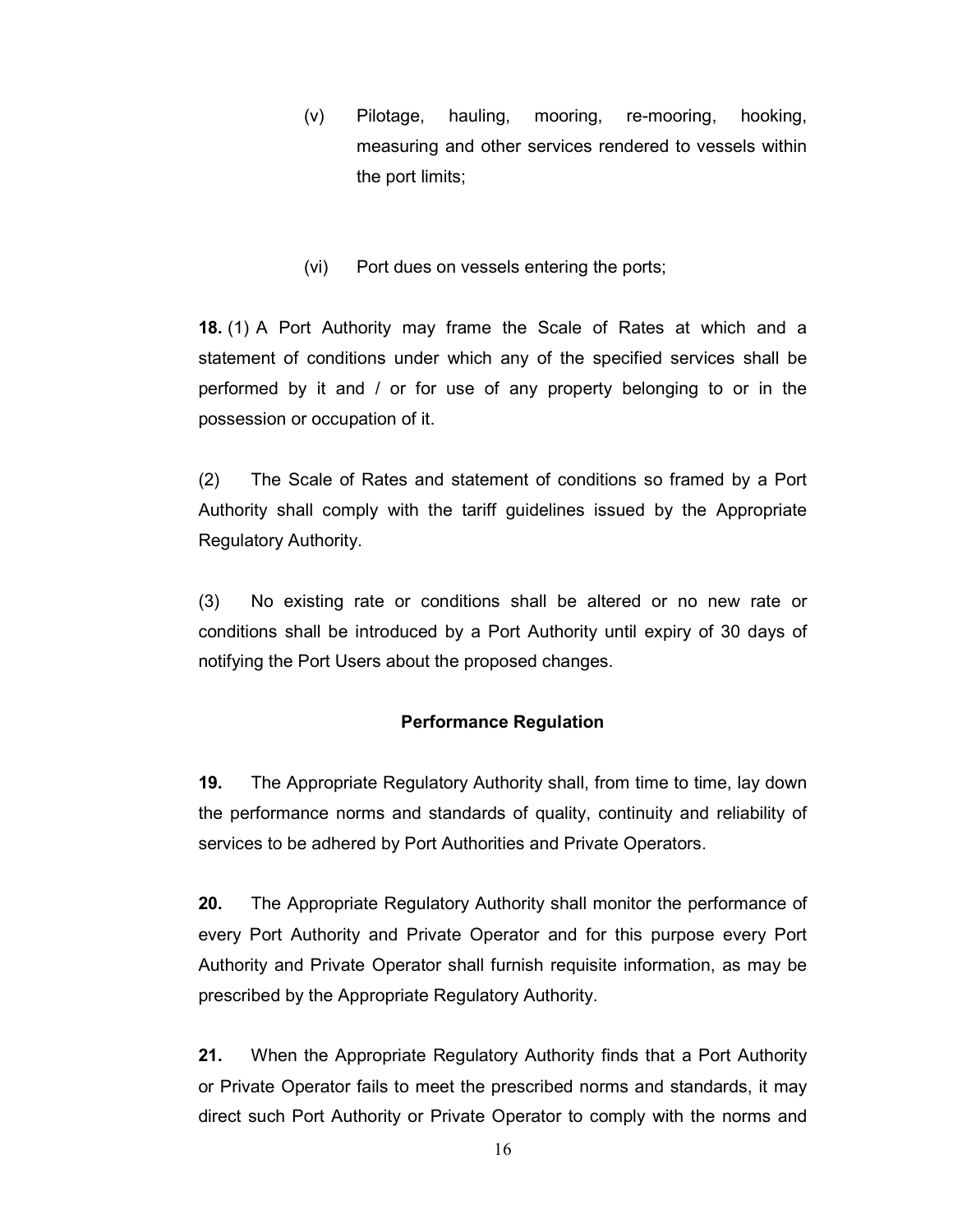(v) Pilotage, hauling, mooring, re-mooring, hooking, measuring and other services rendered to vessels within the port limits;

(vi) Port dues on vessels entering the ports;

**18.** (1) A Port Authority may frame the Scale of Rates at which and a statement of conditions under which any of the specified services shall be performed by it and / or for use of any property belonging to or in the possession or occupation of it.

(2) The Scale of Rates and statement of conditions so framed by a Port Authority shall comply with the tariff guidelines issued by the Appropriate Regulatory Authority.

(3) No existing rate or conditions shall be altered or no new rate or conditions shall be introduced by a Port Authority until expiry of 30 days of notifying the Port Users about the proposed changes.

### Performance Regulation

**19.** The Appropriate Regulatory Authority shall, from time to time, lay down the performance norms and standards of quality, continuity and reliability of services to be adhered by Port Authorities and Private Operators.

**20.** The Appropriate Regulatory Authority shall monitor the performance of every Port Authority and Private Operator and for this purpose every Port Authority and Private Operator shall furnish requisite information, as may be prescribed by the Appropriate Regulatory Authority.

**21.** When the Appropriate Regulatory Authority finds that a Port Authority or Private Operator fails to meet the prescribed norms and standards, it may direct such Port Authority or Private Operator to comply with the norms and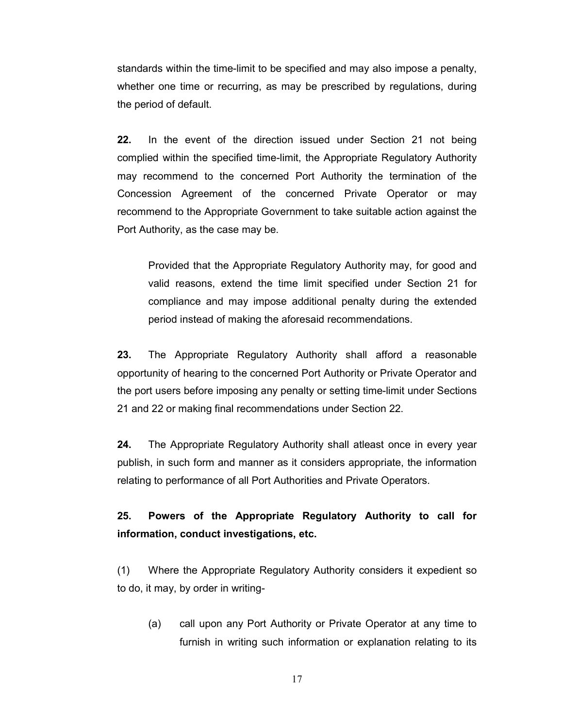standards within the time-limit to be specified and may also impose a penalty, whether one time or recurring, as may be prescribed by regulations, during the period of default.

**22.** In the event of the direction issued under Section 21 not being complied within the specified time-limit, the Appropriate Regulatory Authority may recommend to the concerned Port Authority the termination of the Concession Agreement of the concerned Private Operator or may recommend to the Appropriate Government to take suitable action against the Port Authority, as the case may be.

> Provided that the Appropriate Regulatory Authority may, for good and valid reasons, extend the time limit specified under Section 21 for compliance and may impose additional penalty during the extended period instead of making the aforesaid recommendations.

**23.** The Appropriate Regulatory Authority shall afford a reasonable opportunity of hearing to the concerned Port Authority or Private Operator and the port users before imposing any penalty or setting time-limit under Sections 21 and 22 or making final recommendations under Section 22.

**24.** The Appropriate Regulatory Authority shall atleast once in every year publish, in such form and manner as it considers appropriate, the information relating to performance of all Port Authorities and Private Operators.

**25. Powers of the Appropriate Regulatory Authority to call for information, conduct investigations, etc.**

(1) Where the Appropriate Regulatory Authority considers it expedient so to do, it may, by order in writing-

(a) call upon any Port Authority or Private Operator at any time to furnish in writing such information or explanation relating to its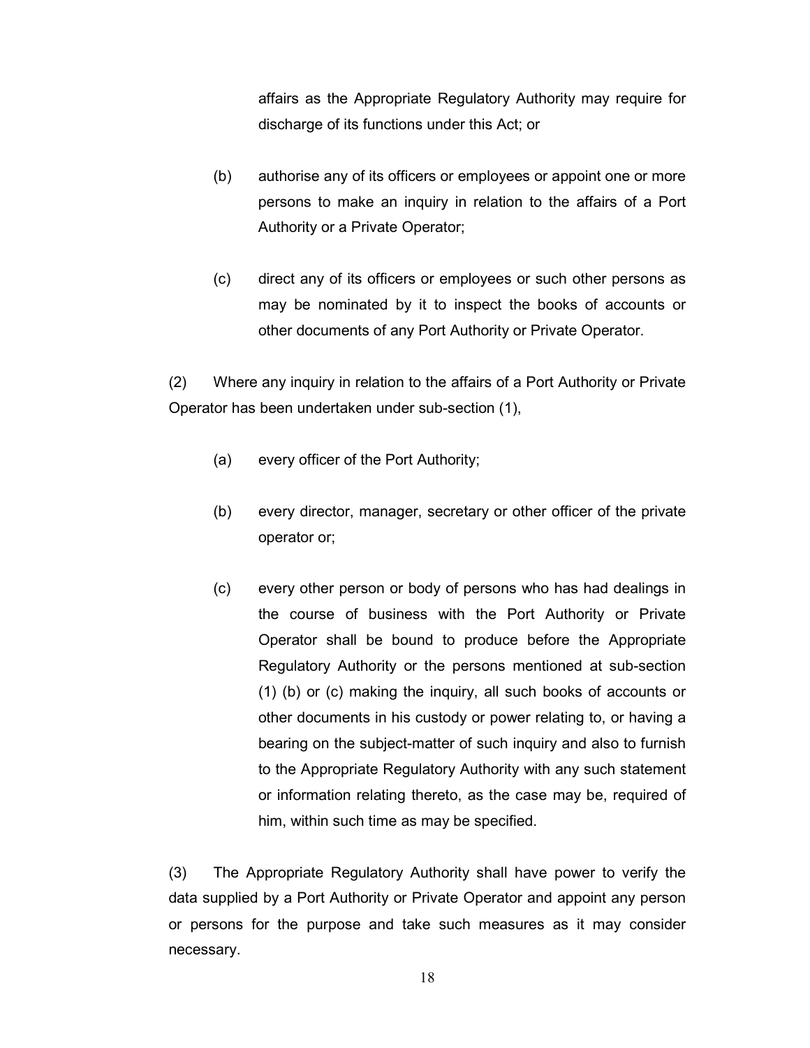affairs as the Appropriate Regulatory Authority may require for discharge of its functions under this Act; or

(b) authorise any of its officers or employees or appoint one or more persons to make an inquiry in relation to the affairs of a Port Authority or a Private Operator;

(c) direct any of its officers or employees or such other persons as may be nominated by it to inspect the books of accounts or other documents of any Port Authority or Private Operator.

(2) Where any inquiry in relation to the affairs of a Port Authority or Private Operator has been undertaken under sub-section (1),

(a) every officer of the Port Authority;

(b) every director, manager, secretary or other officer of the private operator or;

(c) every other person or body of persons who has had dealings in the course of business with the Port Authority or Private Operator shall be bound to produce before the Appropriate Regulatory Authority or the persons mentioned at sub-section (1) (b) or (c) making the inquiry, all such books of accounts or other documents in his custody or power relating to, or having a bearing on the subject-matter of such inquiry and also to furnish to the Appropriate Regulatory Authority with any such statement or information relating thereto, as the case may be, required of him, within such time as may be specified.

(3) The Appropriate Regulatory Authority shall have power to verify the data supplied by a Port Authority or Private Operator and appoint any person or persons for the purpose and take such measures as it may consider necessary.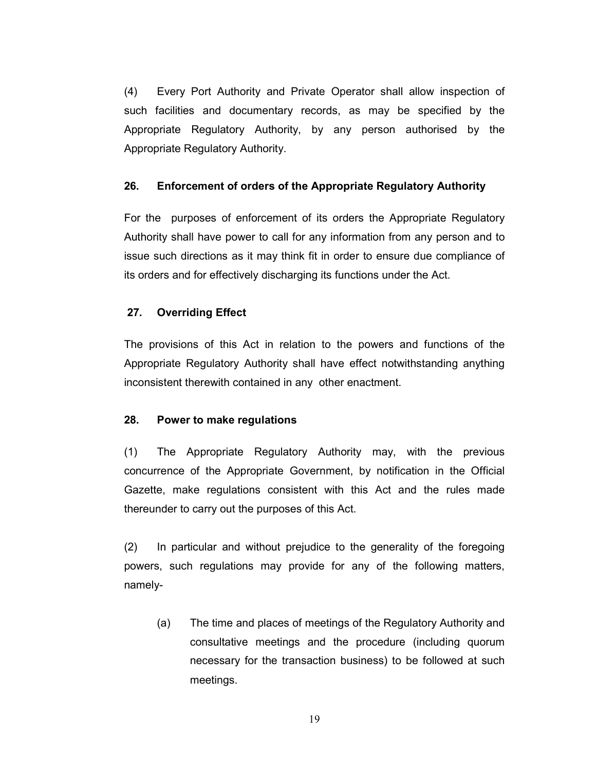(4) Every Port Authority and Private Operator shall allow inspection of such facilities and documentary records, as may be specified by the Appropriate Regulatory Authority, by any person authorised by the Appropriate Regulatory Authority.

### 26. Enforcement of orders of the Appropriate Regulatory Authority

For the purposes of enforcement of its orders the Appropriate Regulatory Authority shall have power to call for any information from any person and to issue such directions as it may think fit in order to ensure due compliance of its orders and for effectively discharging its functions under the Act.

### 27. Overriding Effect

The provisions of this Act in relation to the powers and functions of the Appropriate Regulatory Authority shall have effect notwithstanding anything inconsistent therewith contained in any other enactment.

### 28. Power to make regulations

(1) The Appropriate Regulatory Authority may, with the previous concurrence of the Appropriate Government, by notification in the Official Gazette, make regulations consistent with this Act and the rules made thereunder to carry out the purposes of this Act.

(2) In particular and without prejudice to the generality of the foregoing powers, such regulations may provide for any of the following matters, namely-

(a) The time and places of meetings of the Regulatory Authority and consultative meetings and the procedure (including quorum necessary for the transaction business) to be followed at such meetings.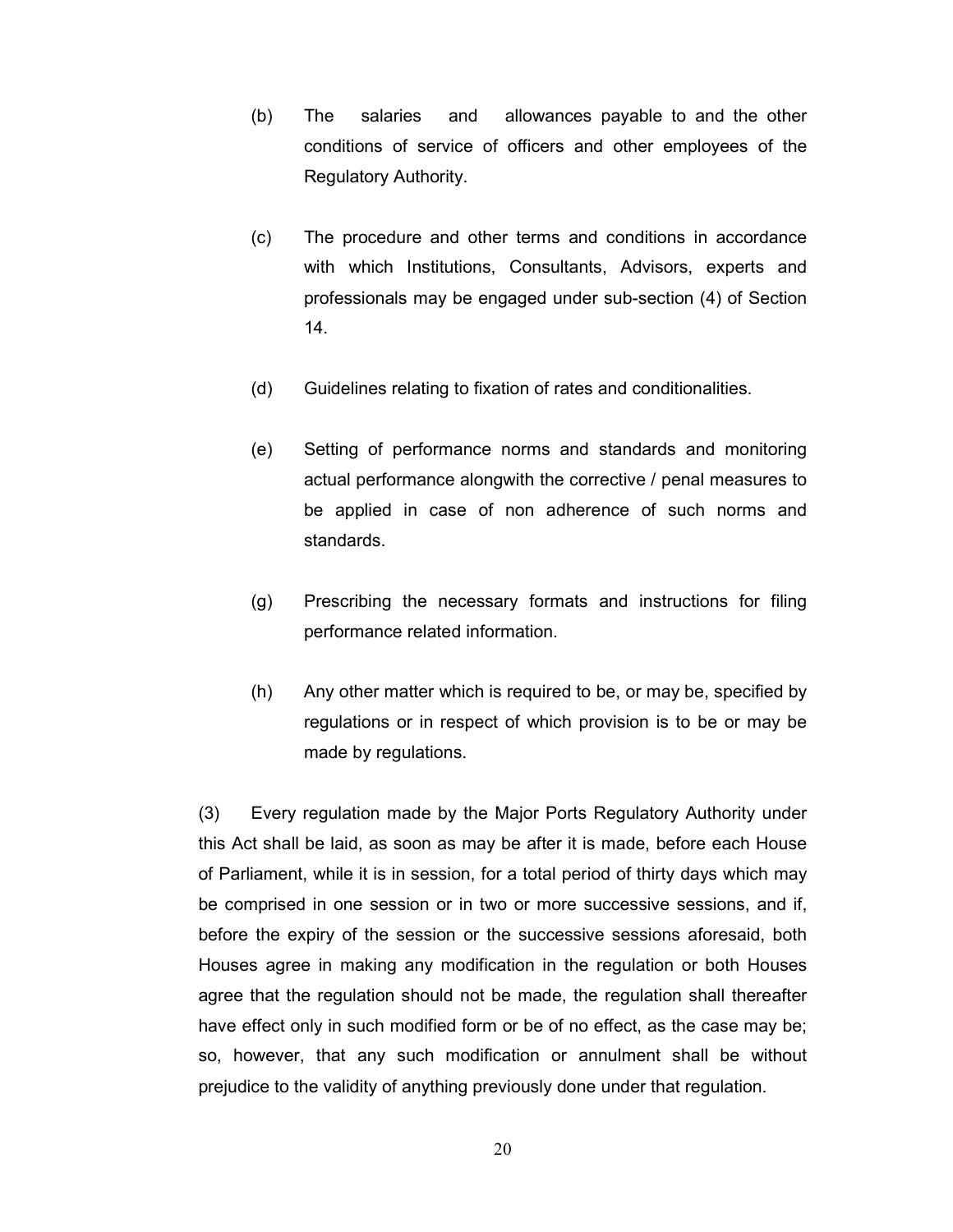(b) The salaries and allowances payable to and the other conditions of service of officers and other employees of the Regulatory Authority.

(c) The procedure and other terms and conditions in accordance with which Institutions, Consultants, Advisors, experts and professionals may be engaged under sub-section (4) of Section 14.

(d) Guidelines relating to fixation of rates and conditionalities.

(e) Setting of performance norms and standards and monitoring actual performance alongwith the corrective / penal measures to be applied in case of non adherence of such norms and standards.

(g) Prescribing the necessary formats and instructions for filing performance related information.

(h) Any other matter which is required to be, or may be, specified by regulations or in respect of which provision is to be or may be made by regulations.

(3) Every regulation made by the Major Ports Regulatory Authority under this Act shall be laid, as soon as may be after it is made, before each House of Parliament, while it is in session, for a total period of thirty days which may be comprised in one session or in two or more successive sessions, and if, before the expiry of the session or the successive sessions aforesaid, both Houses agree in making any modification in the regulation or both Houses agree that the regulation should not be made, the regulation shall thereafter have effect only in such modified form or be of no effect, as the case may be; so, however, that any such modification or annulment shall be without prejudice to the validity of anything previously done under that regulation.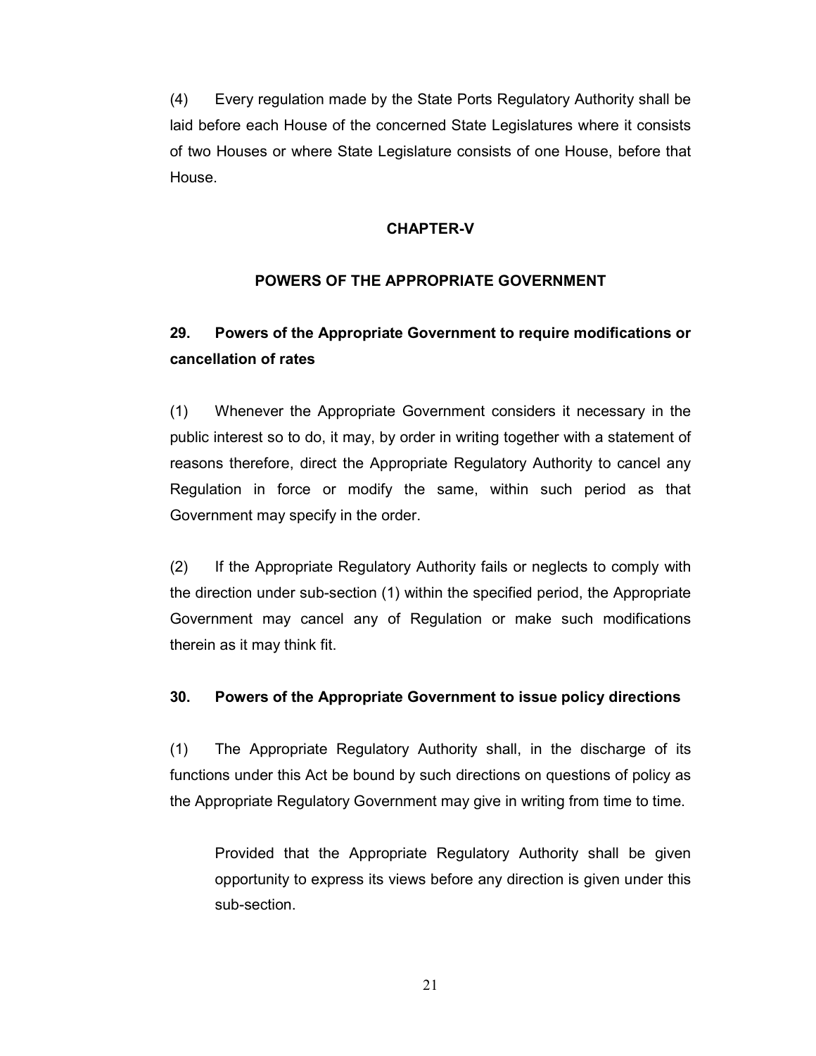(4) Every regulation made by the State Ports Regulatory Authority shall be laid before each House of the concerned State Legislatures where it consists of two Houses or where State Legislature consists of one House, before that House.

## CHAPTER-V

## POWERS OF THE APPROPRIATE GOVERNMENT

### 29. Powers of the Appropriate Government to require modifications or cancellation of rates

(1) Whenever the Appropriate Government considers it necessary in the public interest so to do, it may, by order in writing together with a statement of reasons therefore, direct the Appropriate Regulatory Authority to cancel any Regulation in force or modify the same, within such period as that Government may specify in the order.

(2) If the Appropriate Regulatory Authority fails or neglects to comply with the direction under sub-section (1) within the specified period, the Appropriate Government may cancel any of Regulation or make such modifications therein as it may think fit.

### 30. Powers of the Appropriate Government to issue policy directions

(1) The Appropriate Regulatory Authority shall, in the discharge of its functions under this Act be bound by such directions on questions of policy as the Appropriate Regulatory Government may give in writing from time to time.

> Provided that the Appropriate Regulatory Authority shall be given opportunity to express its views before any direction is given under this sub-section.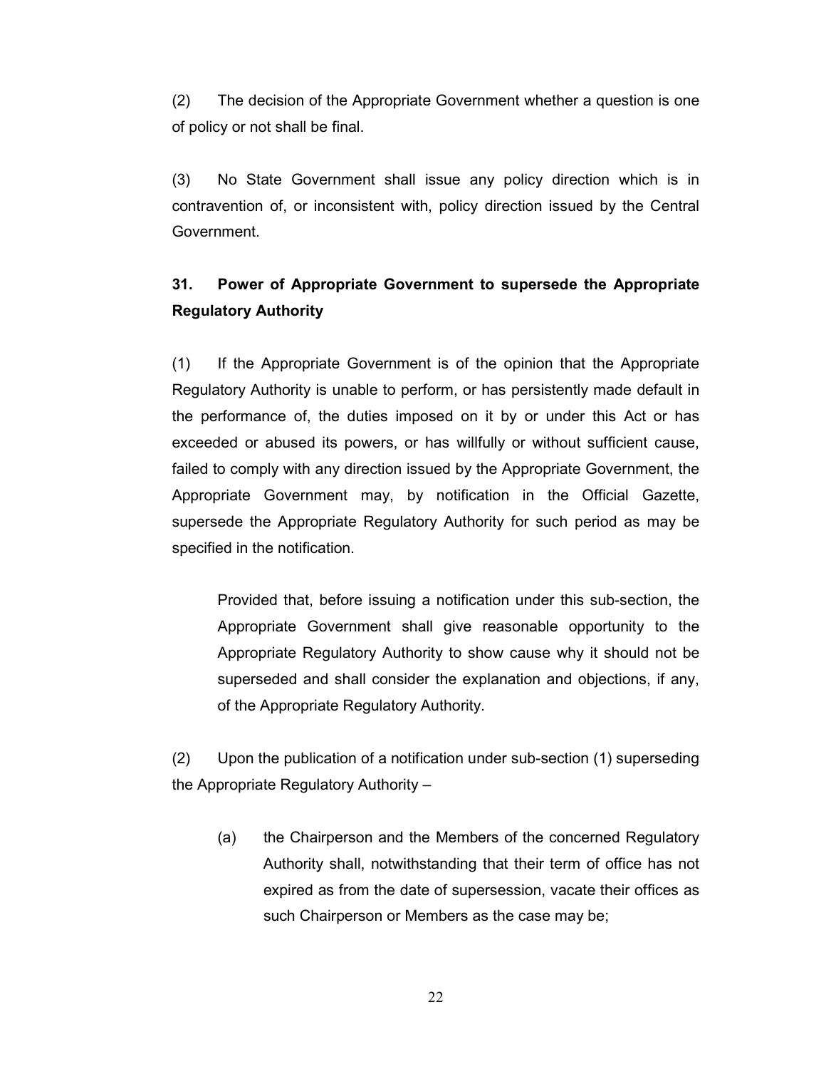(2) The decision of the Appropriate Government whether a question is one of policy or not shall be final.

(3) No State Government shall issue any policy direction which is in contravention of, or inconsistent with, policy direction issued by the Central Government.

## 31. Power of Appropriate Government to supersede the Appropriate Regulatory Authority

(1) If the Appropriate Government is of the opinion that the Appropriate Regulatory Authority is unable to perform, or has persistently made default in the performance of, the duties imposed on it by or under this Act or has exceeded or abused its powers, or has willfully or without sufficient cause, failed to comply with any direction issued by the Appropriate Government, the Appropriate Government may, by notification in the Official Gazette, supersede the Appropriate Regulatory Authority for such period as may be specified in the notification.

> Provided that, before issuing a notification under this sub-section, the Appropriate Government shall give reasonable opportunity to the Appropriate Regulatory Authority to show cause why it should not be superseded and shall consider the explanation and objections, if any, of the Appropriate Regulatory Authority.

(2) Upon the publication of a notification under sub-section (1) superseding the Appropriate Regulatory Authority –

> (a) the Chairperson and the Members of the concerned Regulatory Authority shall, notwithstanding that their term of office has not expired as from the date of supersession, vacate their offices as such Chairperson or Members as the case may be;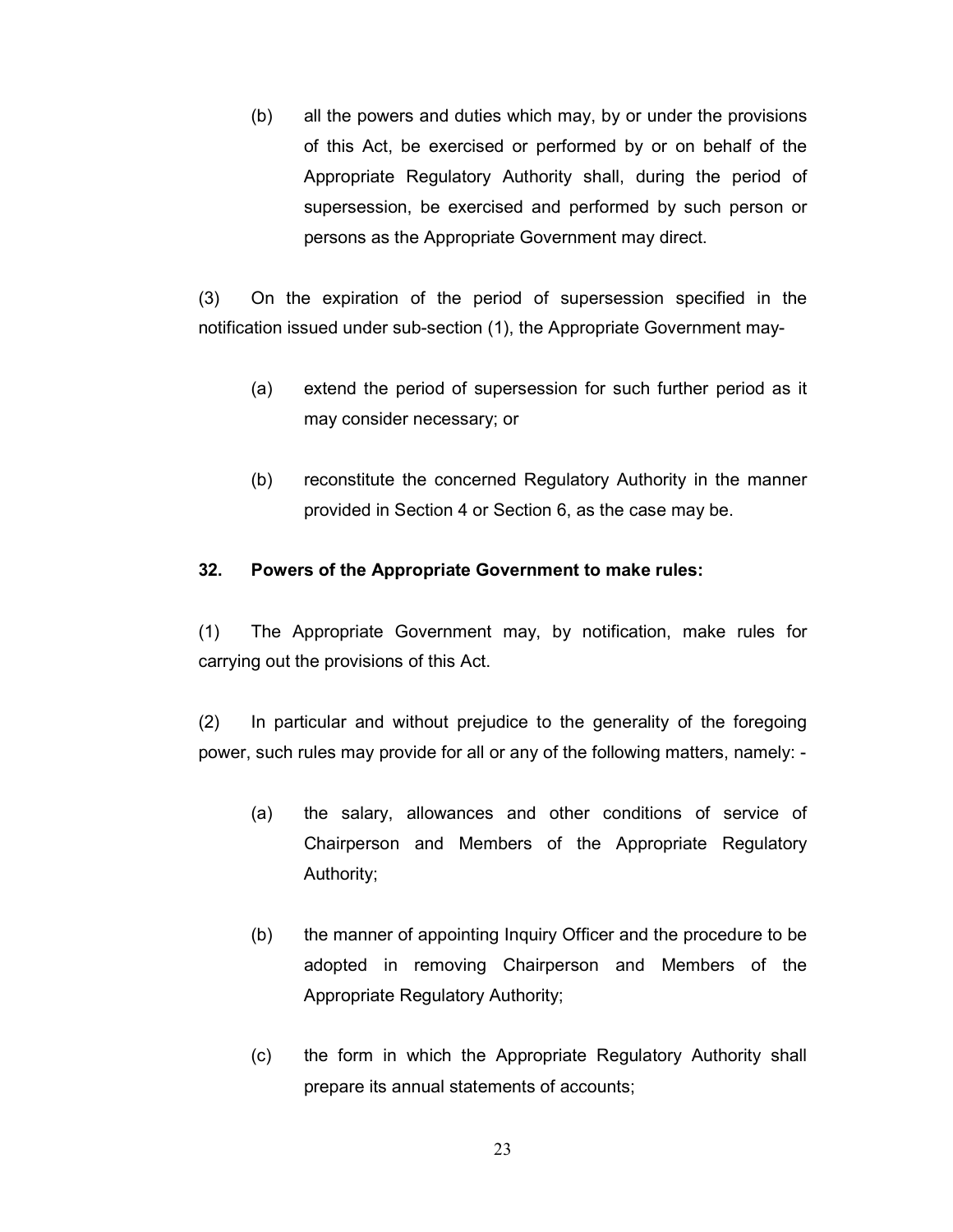(b) all the powers and duties which may, by or under the provisions of this Act, be exercised or performed by or on behalf of the Appropriate Regulatory Authority shall, during the period of supersession, be exercised and performed by such person or persons as the Appropriate Government may direct.

(3) On the expiration of the period of supersession specified in the notification issued under sub-section (1), the Appropriate Government may-

(a) extend the period of supersession for such further period as it may consider necessary; or

(b) reconstitute the concerned Regulatory Authority in the manner provided in Section 4 or Section 6, as the case may be.

**32. Powers of the Appropriate Government to make rules:**

(1) The Appropriate Government may, by notification, make rules for carrying out the provisions of this Act.

(2) In particular and without prejudice to the generality of the foregoing power, such rules may provide for all or any of the following matters, namely: -

(a) the salary, allowances and other conditions of service of Chairperson and Members of the Appropriate Regulatory Authority;

(b) the manner of appointing Inquiry Officer and the procedure to be adopted in removing Chairperson and Members of the Appropriate Regulatory Authority;

(c) the form in which the Appropriate Regulatory Authority shall prepare its annual statements of accounts;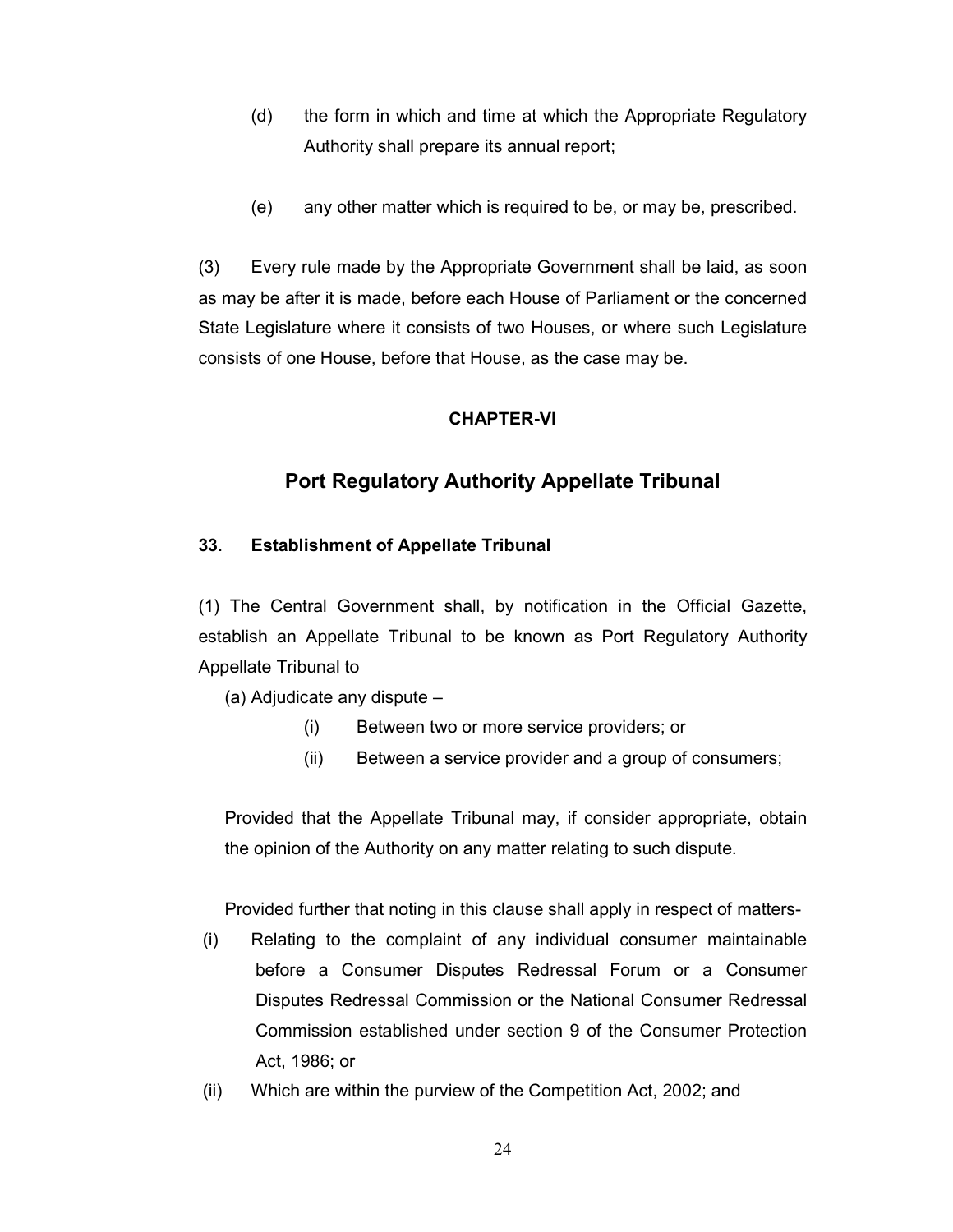(d) the form in which and time at which the Appropriate Regulatory Authority shall prepare its annual report;

(e) any other matter which is required to be, or may be, prescribed.

(3) Every rule made by the Appropriate Government shall be laid, as soon as may be after it is made, before each House of Parliament or the concerned State Legislature where it consists of two Houses, or where such Legislature consists of one House, before that House, as the case may be.

**CHAPTER-VI**

## Port Regulatory Authority Appellate Tribunal

### 33. Establishment of Appellate Tribunal

(1) The Central Government shall, by notification in the Official Gazette, establish an Appellate Tribunal to be known as Port Regulatory Authority Appellate Tribunal to

(a) Adjudicate any dispute –

(i) Between two or more service providers; or

(ii) Between a service provider and a group of consumers;

Provided that the Appellate Tribunal may, if consider appropriate, obtain the opinion of the Authority on any matter relating to such dispute.

Provided further that noting in this clause shall apply in respect of matters-

(i) Relating to the complaint of any individual consumer maintainable before a Consumer Disputes Redressal Forum or a Consumer Disputes Redressal Commission or the National Consumer Redressal Commission established under section 9 of the Consumer Protection Act, 1986; or

(ii) Which are within the purview of the Competition Act, 2002; and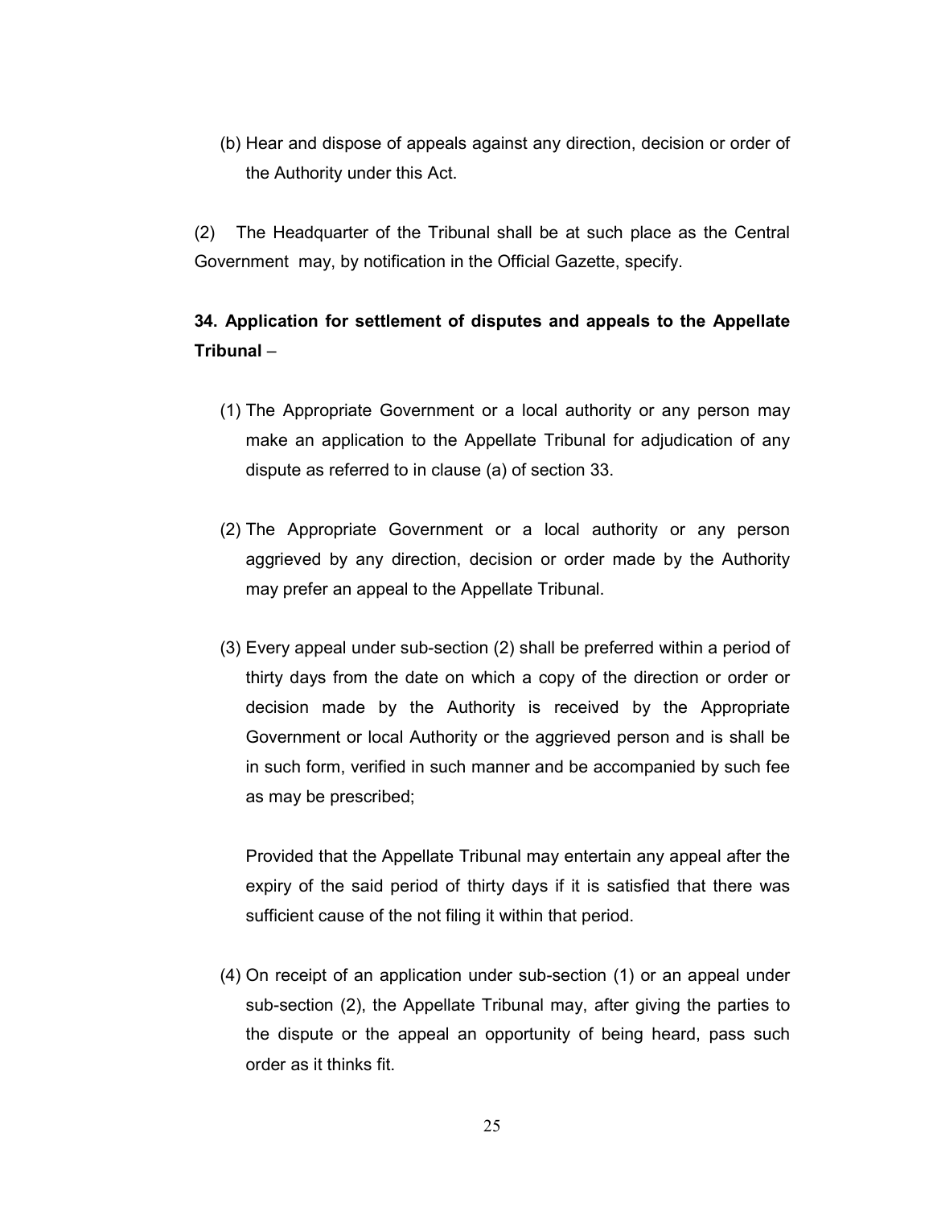(b) Hear and dispose of appeals against any direction, decision or order of the Authority under this Act.

(2) The Headquarter of the Tribunal shall be at such place as the Central Government may, by notification in the Official Gazette, specify.

**34. Application for settlement of disputes and appeals to the Appellate Tribunal** –

(1) The Appropriate Government or a local authority or any person may make an application to the Appellate Tribunal for adjudication of any dispute as referred to in clause (a) of section 33.

(2) The Appropriate Government or a local authority or any person aggrieved by any direction, decision or order made by the Authority may prefer an appeal to the Appellate Tribunal.

(3) Every appeal under sub-section (2) shall be preferred within a period of thirty days from the date on which a copy of the direction or order or decision made by the Authority is received by the Appropriate Government or local Authority or the aggrieved person and is shall be in such form, verified in such manner and be accompanied by such fee as may be prescribed;

Provided that the Appellate Tribunal may entertain any appeal after the expiry of the said period of thirty days if it is satisfied that there was sufficient cause of the not filing it within that period.

(4) On receipt of an application under sub-section (1) or an appeal under sub-section (2), the Appellate Tribunal may, after giving the parties to the dispute or the appeal an opportunity of being heard, pass such order as it thinks fit.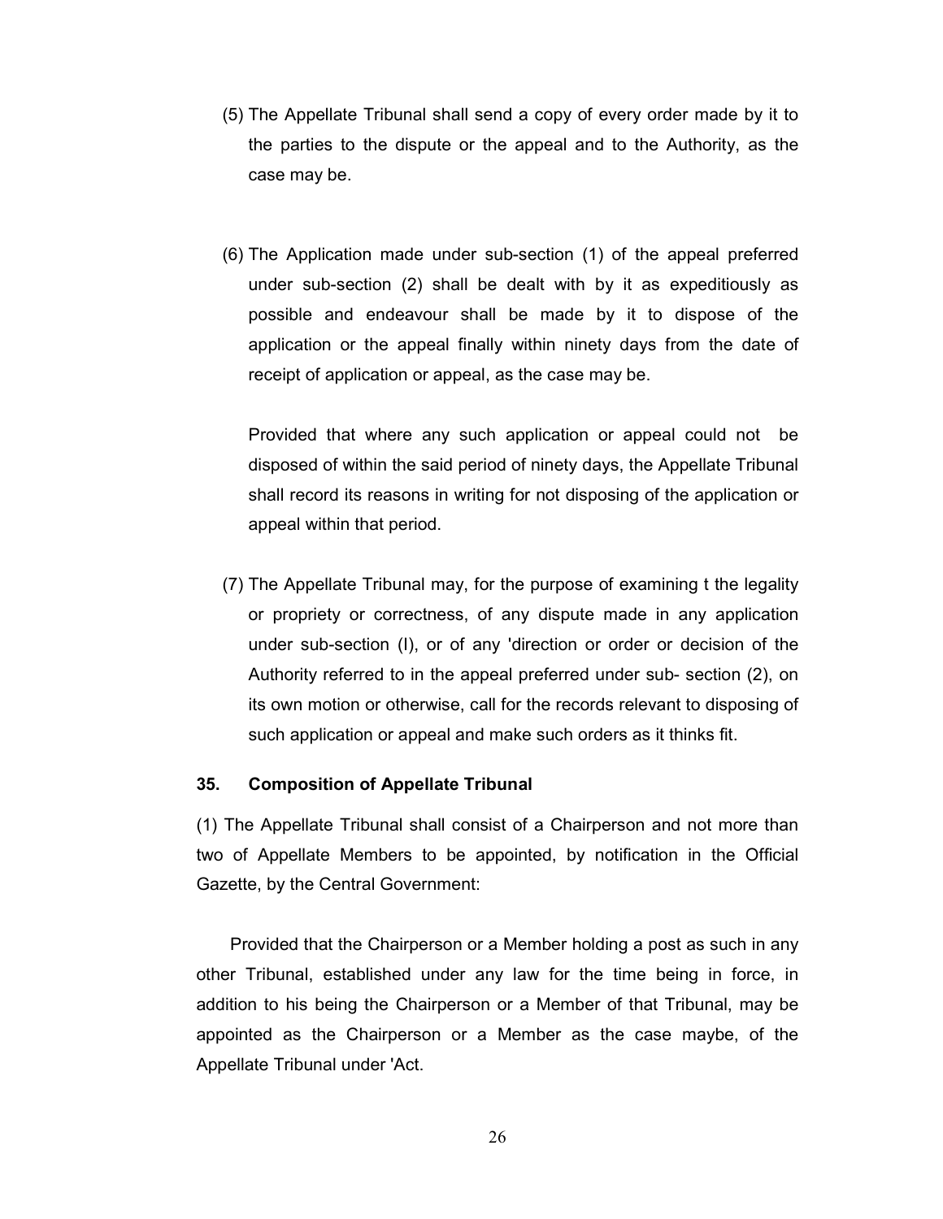(5) The Appellate Tribunal shall send a copy of every order made by it to the parties to the dispute or the appeal and to the Authority, as the case may be.

(6) The Application made under sub-section (1) of the appeal preferred under sub-section (2) shall be dealt with by it as expeditiously as possible and endeavour shall be made by it to dispose of the application or the appeal finally within ninety days from the date of receipt of application or appeal, as the case may be.

Provided that where any such application or appeal could not be disposed of within the said period of ninety days, the Appellate Tribunal shall record its reasons in writing for not disposing of the application or appeal within that period.

(7) The Appellate Tribunal may, for the purpose of examining t the legality or propriety or correctness, of any dispute made in any application under sub-section (I), or of any 'direction or order or decision of the Authority referred to in the appeal preferred under sub- section (2), on its own motion or otherwise, call for the records relevant to disposing of such application or appeal and make such orders as it thinks fit.

### 35. Composition of Appellate Tribunal

(1) The Appellate Tribunal shall consist of a Chairperson and not more than two of Appellate Members to be appointed, by notification in the Official Gazette, by the Central Government:

Provided that the Chairperson or a Member holding a post as such in any other Tribunal, established under any law for the time being in force, in addition to his being the Chairperson or a Member of that Tribunal, may be appointed as the Chairperson or a Member as the case maybe, of the Appellate Tribunal under 'Act.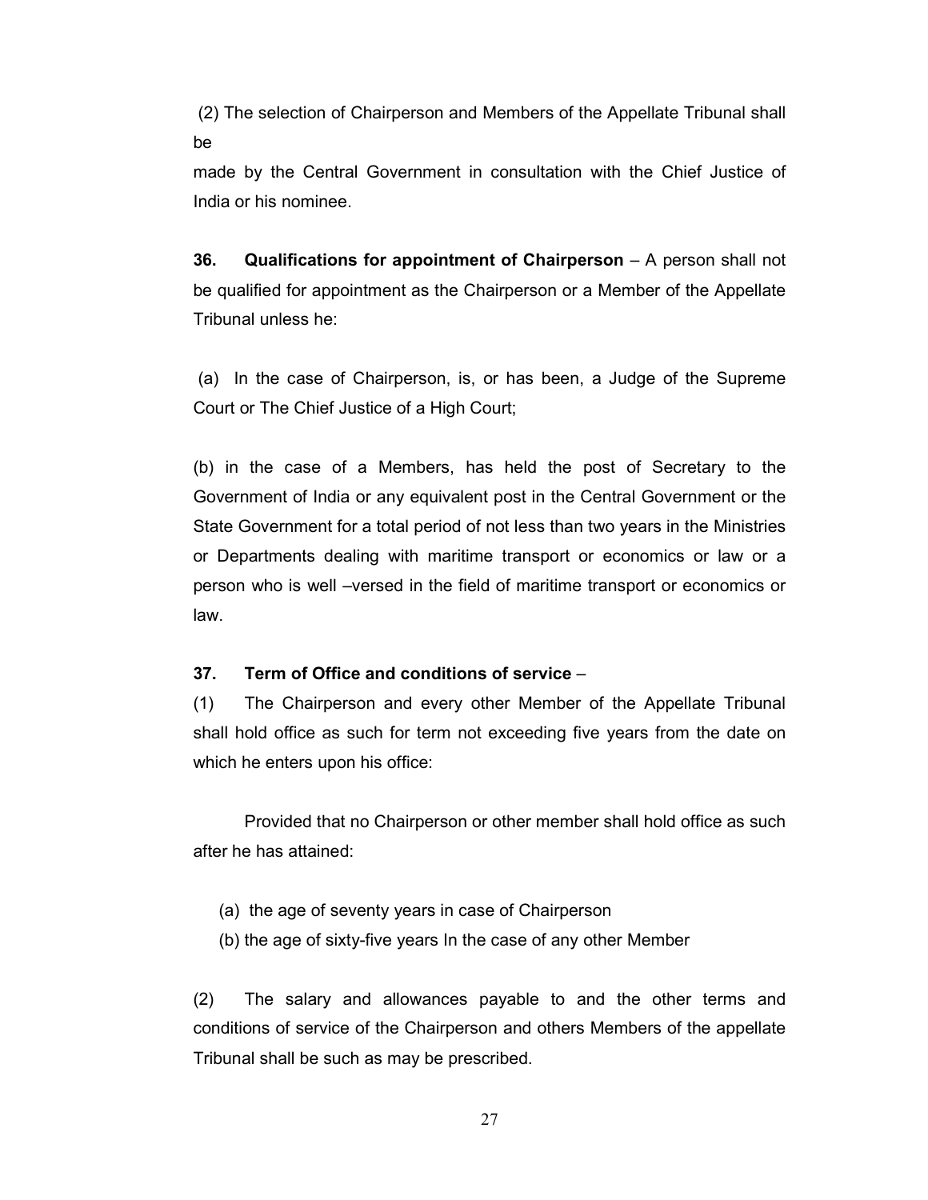(2) The selection of Chairperson and Members of the Appellate Tribunal shall be

made by the Central Government in consultation with the Chief Justice of India or his nominee.

**36. Qualifications for appointment of Chairperson** – A person shall not be qualified for appointment as the Chairperson or a Member of the Appellate Tribunal unless he:

(a) In the case of Chairperson, is, or has been, a Judge of the Supreme Court or The Chief Justice of a High Court;

(b) in the case of a Members, has held the post of Secretary to the Government of India or any equivalent post in the Central Government or the State Government for a total period of not less than two years in the Ministries or Departments dealing with maritime transport or economics or law or a person who is well –versed in the field of maritime transport or economics or law.

**37. Term of Office and conditions of service** –

(1) The Chairperson and every other Member of the Appellate Tribunal shall hold office as such for term not exceeding five years from the date on which he enters upon his office:

Provided that no Chairperson or other member shall hold office as such after he has attained:

(a) the age of seventy years in case of Chairperson

(b) the age of sixty-five years In the case of any other Member

(2) The salary and allowances payable to and the other terms and conditions of service of the Chairperson and others Members of the appellate Tribunal shall be such as may be prescribed.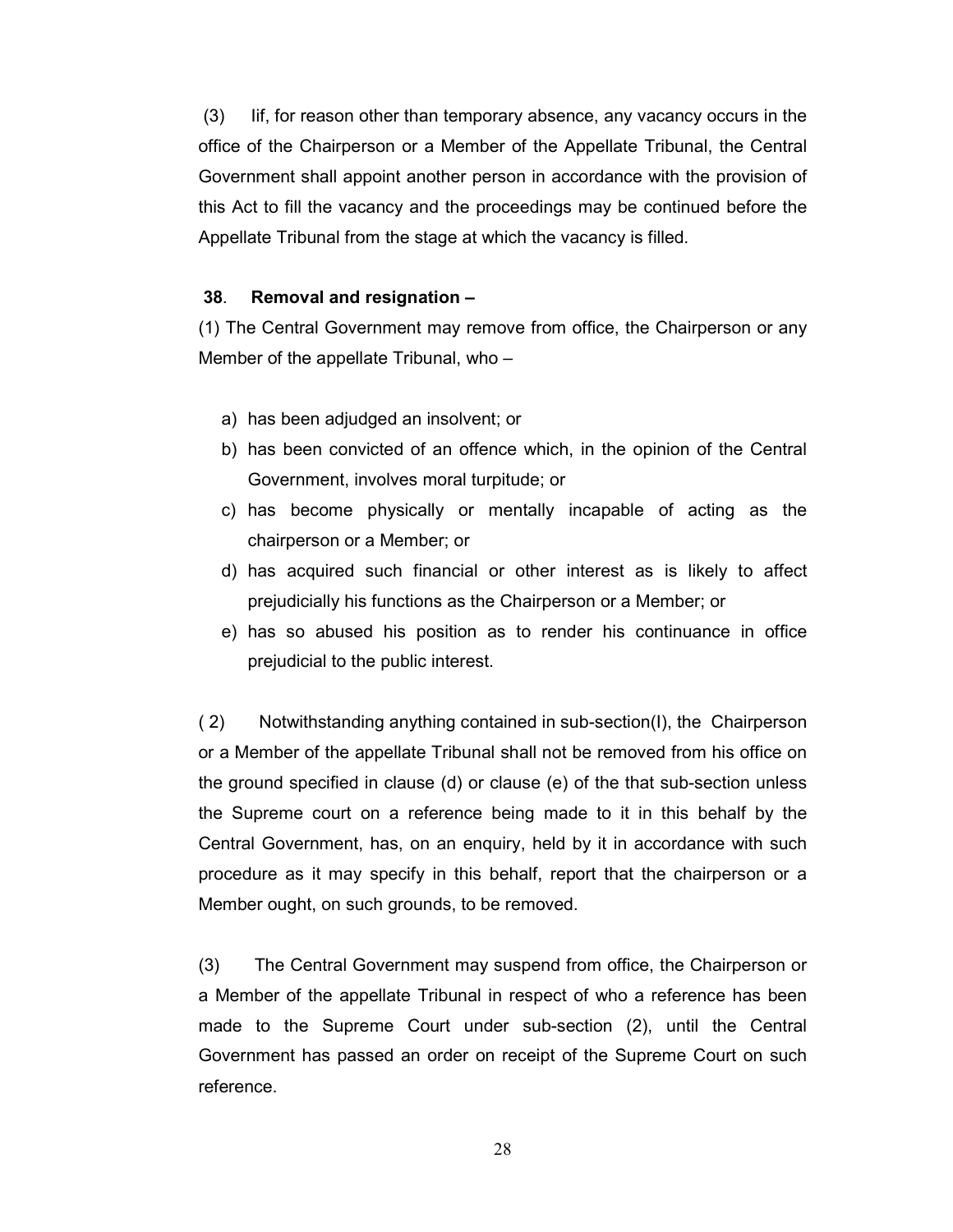(3) Iif, for reason other than temporary absence, any vacancy occurs in the office of the Chairperson or a Member of the Appellate Tribunal, the Central Government shall appoint another person in accordance with the provision of this Act to fill the vacancy and the proceedings may be continued before the Appellate Tribunal from the stage at which the vacancy is filled.

**38. Removal and resignation –**

(1) The Central Government may remove from office, the Chairperson or any Member of the appellate Tribunal, who –

a) has been adjudged an insolvent; or
b) has been convicted of an offence which, in the opinion of the Central Government, involves moral turpitude; or
c) has become physically or mentally incapable of acting as the chairperson or a Member; or
d) has acquired such financial or other interest as is likely to affect prejudicially his functions as the Chairperson or a Member; or
e) has so abused his position as to render his continuance in office prejudicial to the public interest.

( 2) Notwithstanding anything contained in sub-section(I), the Chairperson or a Member of the appellate Tribunal shall not be removed from his office on the ground specified in clause (d) or clause (e) of the that sub-section unless the Supreme court on a reference being made to it in this behalf by the Central Government, has, on an enquiry, held by it in accordance with such procedure as it may specify in this behalf, report that the chairperson or a Member ought, on such grounds, to be removed.

(3) The Central Government may suspend from office, the Chairperson or a Member of the appellate Tribunal in respect of who a reference has been made to the Supreme Court under sub-section (2), until the Central Government has passed an order on receipt of the Supreme Court on such reference.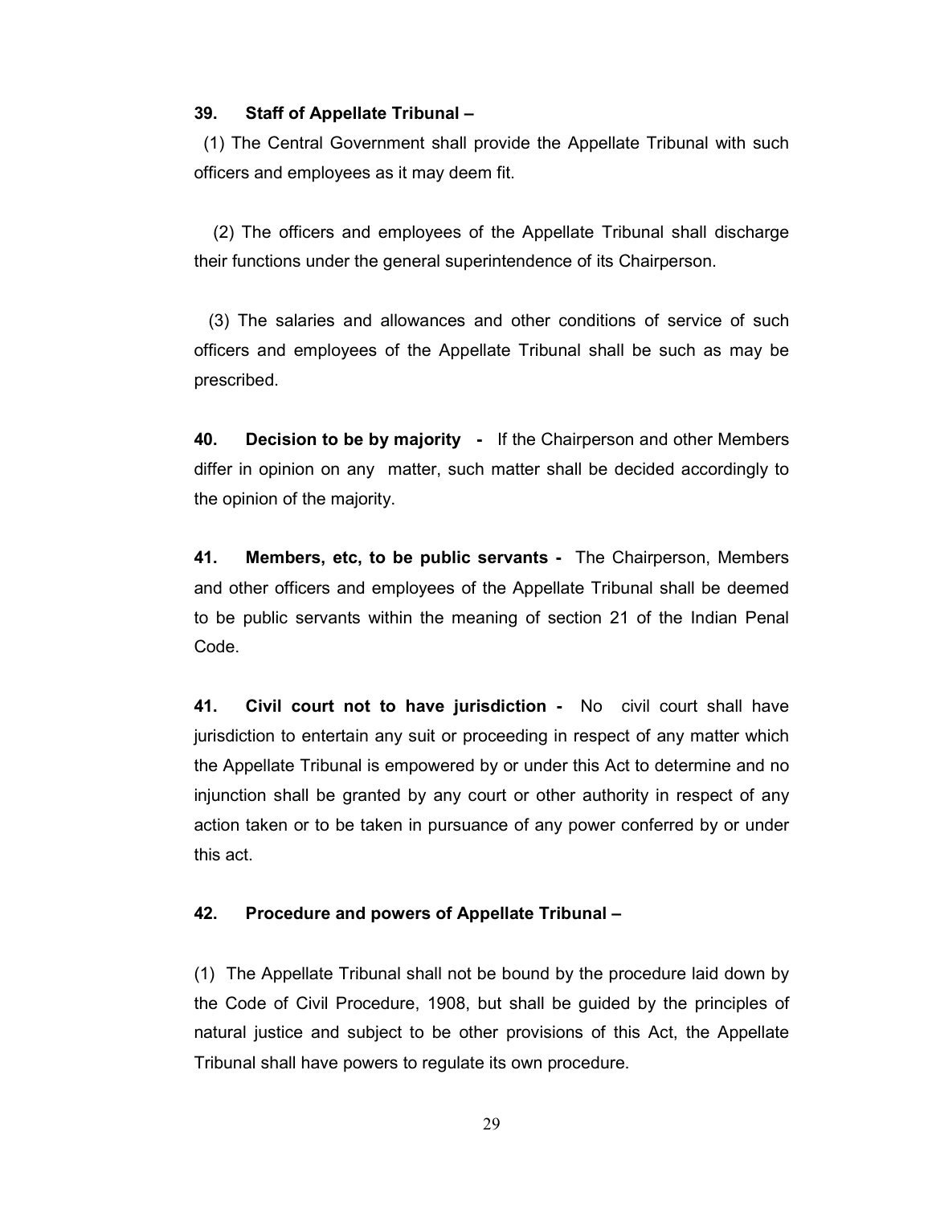**39. Staff of Appellate Tribunal –**

(1) The Central Government shall provide the Appellate Tribunal with such officers and employees as it may deem fit.

(2) The officers and employees of the Appellate Tribunal shall discharge their functions under the general superintendence of its Chairperson.

(3) The salaries and allowances and other conditions of service of such officers and employees of the Appellate Tribunal shall be such as may be prescribed.

**40. Decision to be by majority -** If the Chairperson and other Members differ in opinion on any matter, such matter shall be decided accordingly to the opinion of the majority.

**41. Members, etc, to be public servants -** The Chairperson, Members and other officers and employees of the Appellate Tribunal shall be deemed to be public servants within the meaning of section 21 of the Indian Penal Code.

**41. Civil court not to have jurisdiction -** No civil court shall have jurisdiction to entertain any suit or proceeding in respect of any matter which the Appellate Tribunal is empowered by or under this Act to determine and no injunction shall be granted by any court or other authority in respect of any action taken or to be taken in pursuance of any power conferred by or under this act.

**42. Procedure and powers of Appellate Tribunal –**

(1) The Appellate Tribunal shall not be bound by the procedure laid down by the Code of Civil Procedure, 1908, but shall be guided by the principles of natural justice and subject to be other provisions of this Act, the Appellate Tribunal shall have powers to regulate its own procedure.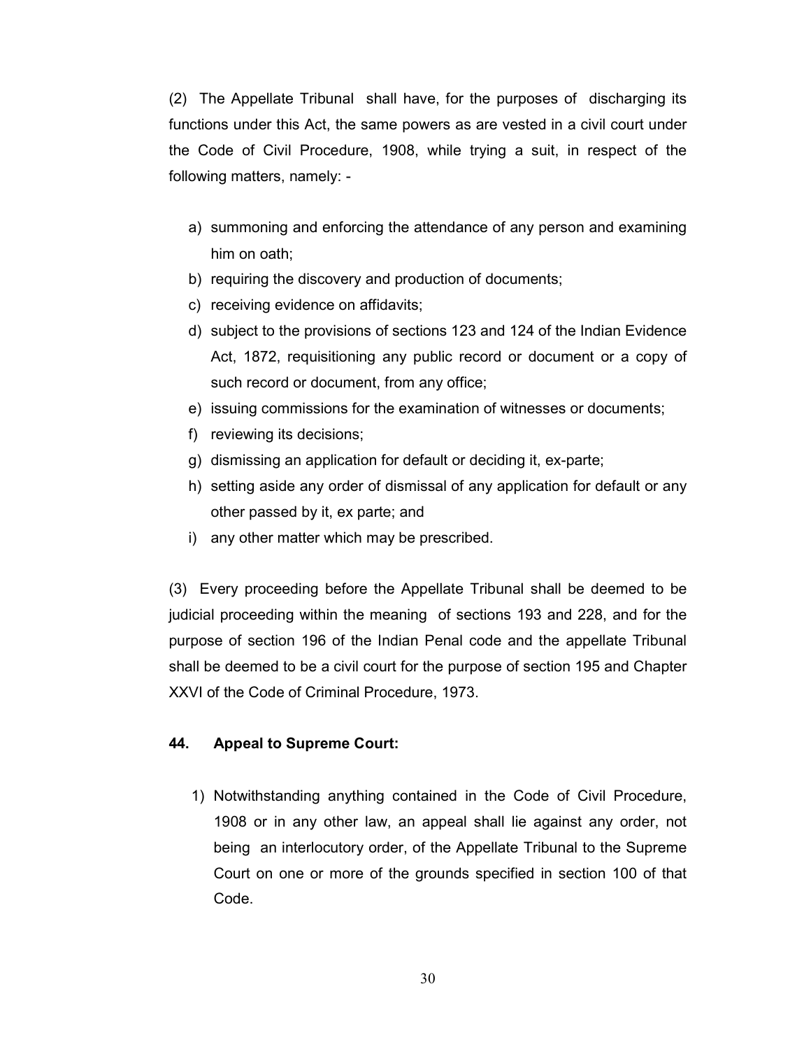(2) The Appellate Tribunal shall have, for the purposes of discharging its functions under this Act, the same powers as are vested in a civil court under the Code of Civil Procedure, 1908, while trying a suit, in respect of the following matters, namely: -

a) summoning and enforcing the attendance of any person and examining him on oath;
b) requiring the discovery and production of documents;
c) receiving evidence on affidavits;
d) subject to the provisions of sections 123 and 124 of the Indian Evidence Act, 1872, requisitioning any public record or document or a copy of such record or document, from any office;
e) issuing commissions for the examination of witnesses or documents;
f) reviewing its decisions;
g) dismissing an application for default or deciding it, ex-parte;
h) setting aside any order of dismissal of any application for default or any other passed by it, ex parte; and
i) any other matter which may be prescribed.

(3) Every proceeding before the Appellate Tribunal shall be deemed to be judicial proceeding within the meaning of sections 193 and 228, and for the purpose of section 196 of the Indian Penal code and the appellate Tribunal shall be deemed to be a civil court for the purpose of section 195 and Chapter XXVI of the Code of Criminal Procedure, 1973.

**44. Appeal to Supreme Court:**

1) Notwithstanding anything contained in the Code of Civil Procedure, 1908 or in any other law, an appeal shall lie against any order, not being an interlocutory order, of the Appellate Tribunal to the Supreme Court on one or more of the grounds specified in section 100 of that Code.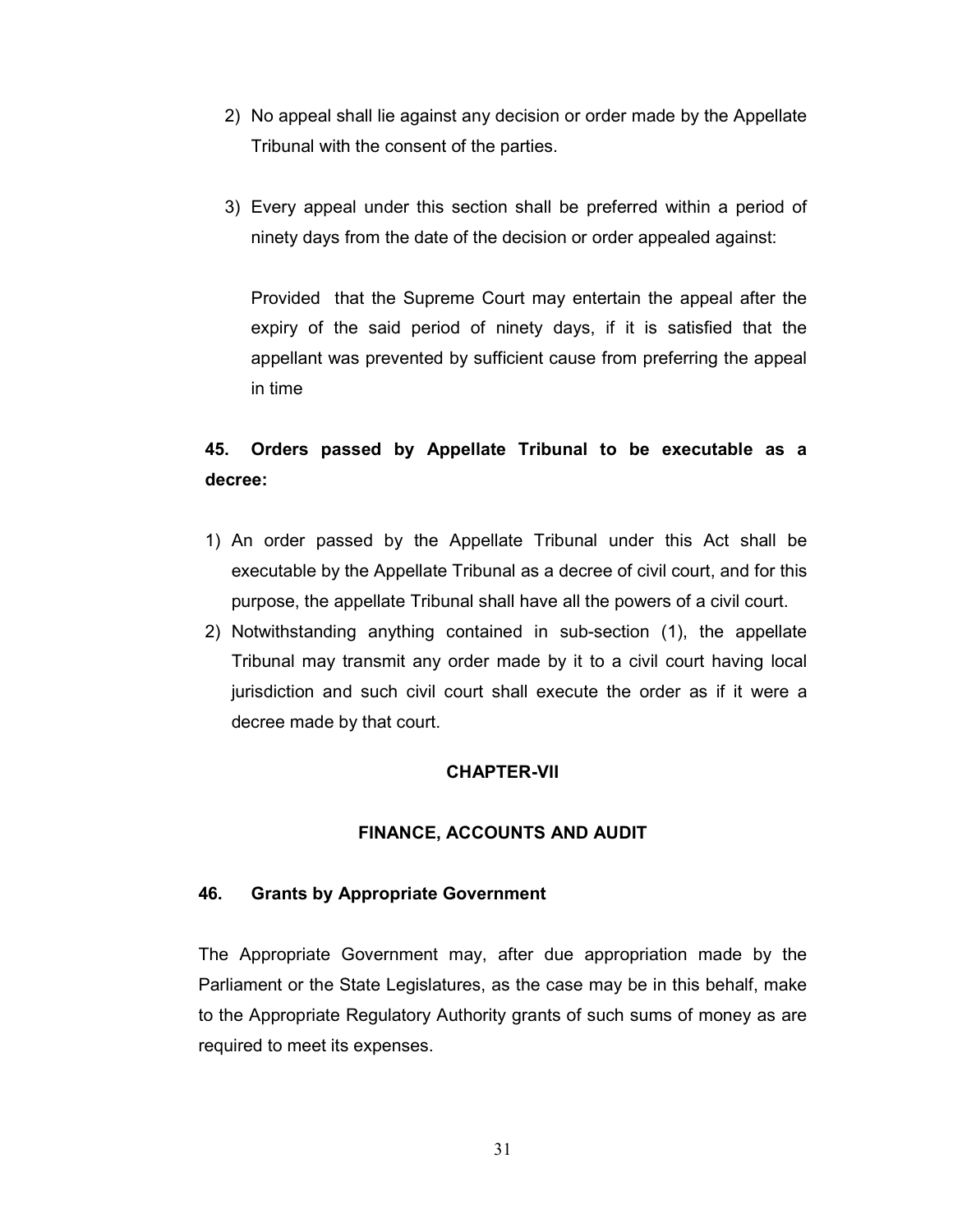2) No appeal shall lie against any decision or order made by the Appellate Tribunal with the consent of the parties.

3) Every appeal under this section shall be preferred within a period of ninety days from the date of the decision or order appealed against:

   Provided that the Supreme Court may entertain the appeal after the expiry of the said period of ninety days, if it is satisfied that the appellant was prevented by sufficient cause from preferring the appeal in time

### 45. Orders passed by Appellate Tribunal to be executable as a decree:

1) An order passed by the Appellate Tribunal under this Act shall be executable by the Appellate Tribunal as a decree of civil court, and for this purpose, the appellate Tribunal shall have all the powers of a civil court.
2) Notwithstanding anything contained in sub-section (1), the appellate Tribunal may transmit any order made by it to a civil court having local jurisdiction and such civil court shall execute the order as if it were a decree made by that court.

## CHAPTER-VII

## FINANCE, ACCOUNTS AND AUDIT

### 46. Grants by Appropriate Government

The Appropriate Government may, after due appropriation made by the Parliament or the State Legislatures, as the case may be in this behalf, make to the Appropriate Regulatory Authority grants of such sums of money as are required to meet its expenses.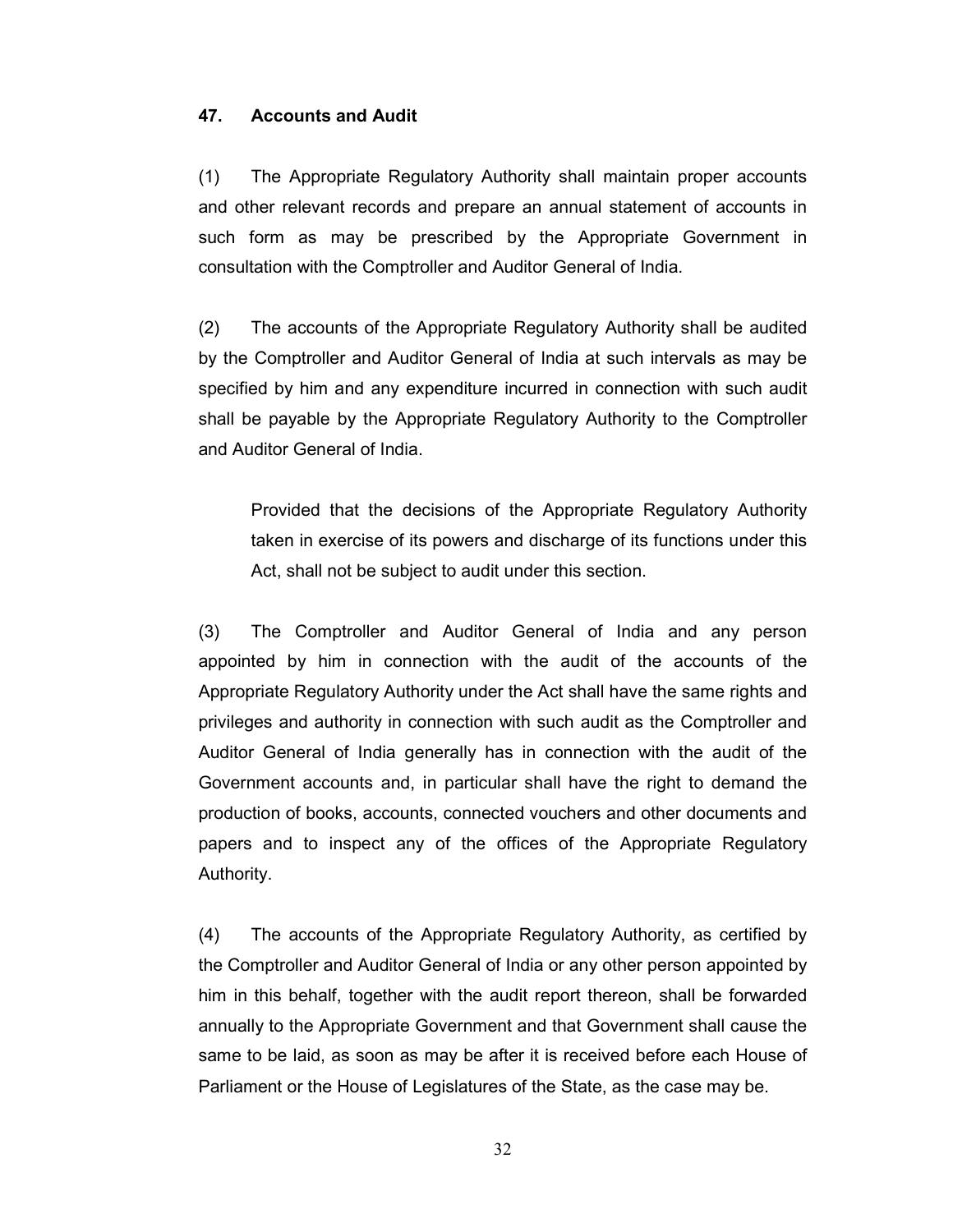**47. Accounts and Audit**

(1) The Appropriate Regulatory Authority shall maintain proper accounts and other relevant records and prepare an annual statement of accounts in such form as may be prescribed by the Appropriate Government in consultation with the Comptroller and Auditor General of India.

(2) The accounts of the Appropriate Regulatory Authority shall be audited by the Comptroller and Auditor General of India at such intervals as may be specified by him and any expenditure incurred in connection with such audit shall be payable by the Appropriate Regulatory Authority to the Comptroller and Auditor General of India.

> Provided that the decisions of the Appropriate Regulatory Authority taken in exercise of its powers and discharge of its functions under this Act, shall not be subject to audit under this section.

(3) The Comptroller and Auditor General of India and any person appointed by him in connection with the audit of the accounts of the Appropriate Regulatory Authority under the Act shall have the same rights and privileges and authority in connection with such audit as the Comptroller and Auditor General of India generally has in connection with the audit of the Government accounts and, in particular shall have the right to demand the production of books, accounts, connected vouchers and other documents and papers and to inspect any of the offices of the Appropriate Regulatory Authority.

(4) The accounts of the Appropriate Regulatory Authority, as certified by the Comptroller and Auditor General of India or any other person appointed by him in this behalf, together with the audit report thereon, shall be forwarded annually to the Appropriate Government and that Government shall cause the same to be laid, as soon as may be after it is received before each House of Parliament or the House of Legislatures of the State, as the case may be.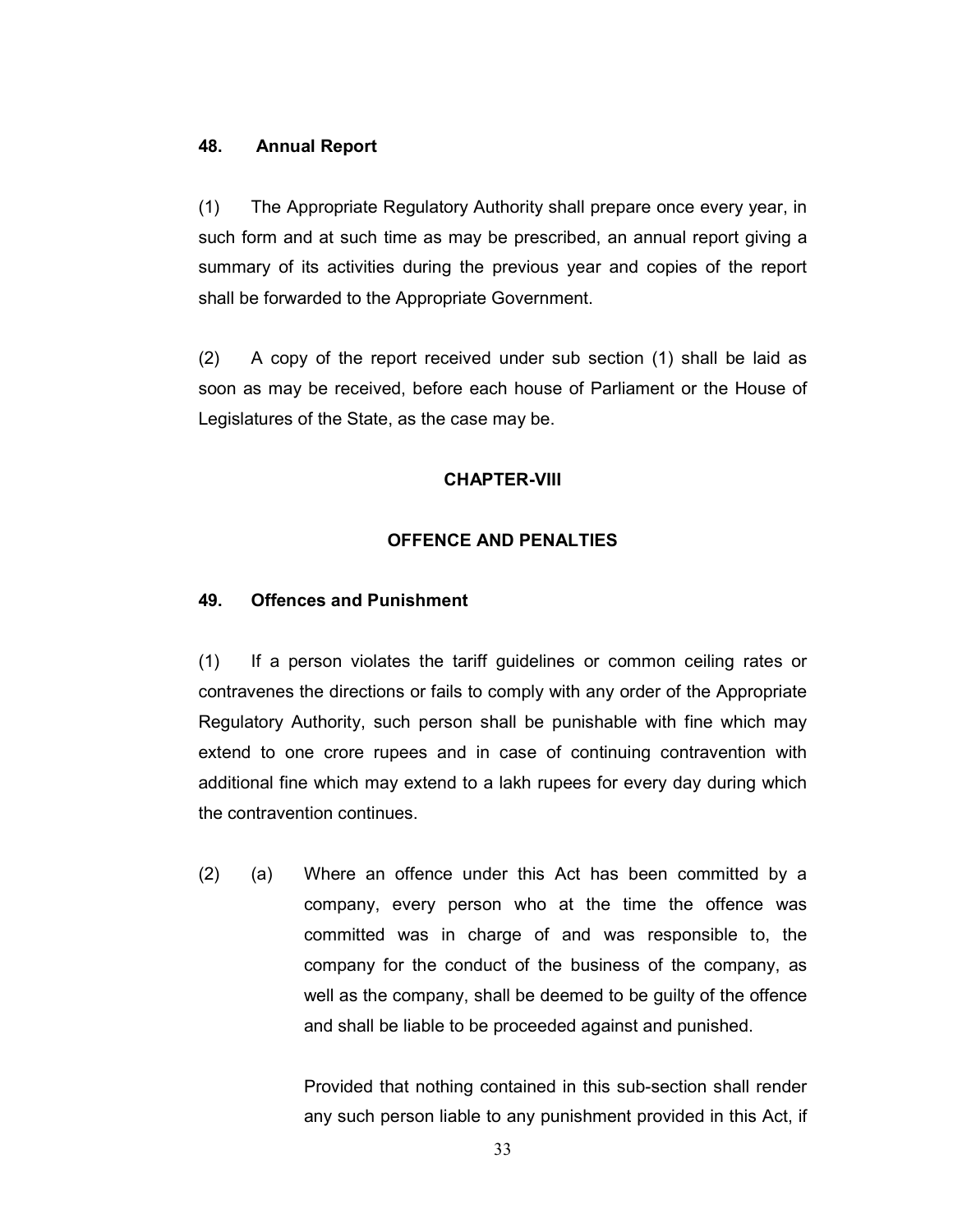### 48. Annual Report

(1) The Appropriate Regulatory Authority shall prepare once every year, in such form and at such time as may be prescribed, an annual report giving a summary of its activities during the previous year and copies of the report shall be forwarded to the Appropriate Government.

(2) A copy of the report received under sub section (1) shall be laid as soon as may be received, before each house of Parliament or the House of Legislatures of the State, as the case may be.

## CHAPTER-VIII

## OFFENCE AND PENALTIES

### 49. Offences and Punishment

(1) If a person violates the tariff guidelines or common ceiling rates or contravenes the directions or fails to comply with any order of the Appropriate Regulatory Authority, such person shall be punishable with fine which may extend to one crore rupees and in case of continuing contravention with additional fine which may extend to a lakh rupees for every day during which the contravention continues.

(2) (a) Where an offence under this Act has been committed by a company, every person who at the time the offence was committed was in charge of and was responsible to, the company for the conduct of the business of the company, as well as the company, shall be deemed to be guilty of the offence and shall be liable to be proceeded against and punished.

Provided that nothing contained in this sub-section shall render any such person liable to any punishment provided in this Act, if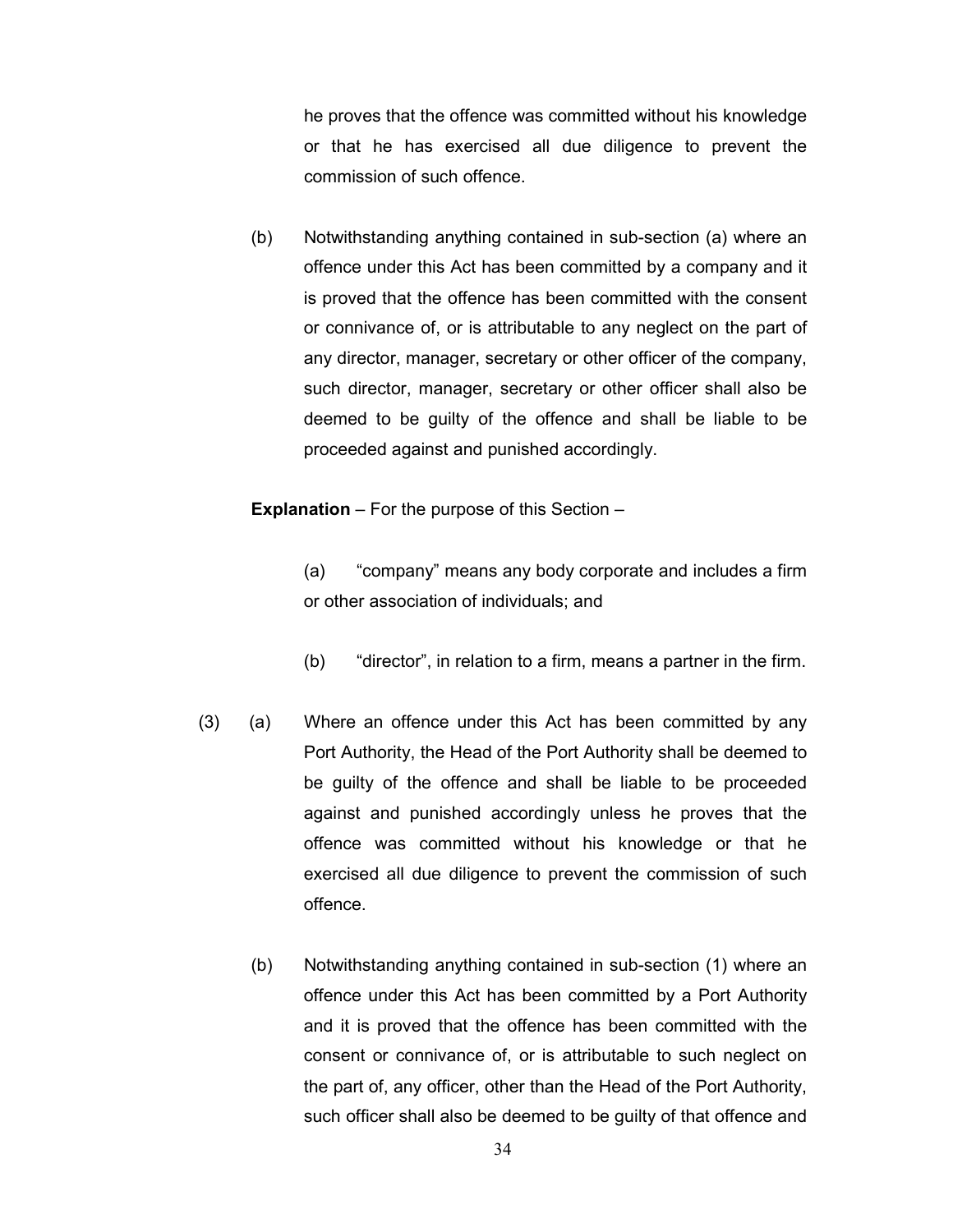he proves that the offence was committed without his knowledge or that he has exercised all due diligence to prevent the commission of such offence.

(b) Notwithstanding anything contained in sub-section (a) where an offence under this Act has been committed by a company and it is proved that the offence has been committed with the consent or connivance of, or is attributable to any neglect on the part of any director, manager, secretary or other officer of the company, such director, manager, secretary or other officer shall also be deemed to be guilty of the offence and shall be liable to be proceeded against and punished accordingly.

**Explanation** – For the purpose of this Section –

(a) "company" means any body corporate and includes a firm or other association of individuals; and

(b) "director", in relation to a firm, means a partner in the firm.

(3) (a) Where an offence under this Act has been committed by any Port Authority, the Head of the Port Authority shall be deemed to be guilty of the offence and shall be liable to be proceeded against and punished accordingly unless he proves that the offence was committed without his knowledge or that he exercised all due diligence to prevent the commission of such offence.

(b) Notwithstanding anything contained in sub-section (1) where an offence under this Act has been committed by a Port Authority and it is proved that the offence has been committed with the consent or connivance of, or is attributable to such neglect on the part of, any officer, other than the Head of the Port Authority, such officer shall also be deemed to be guilty of that offence and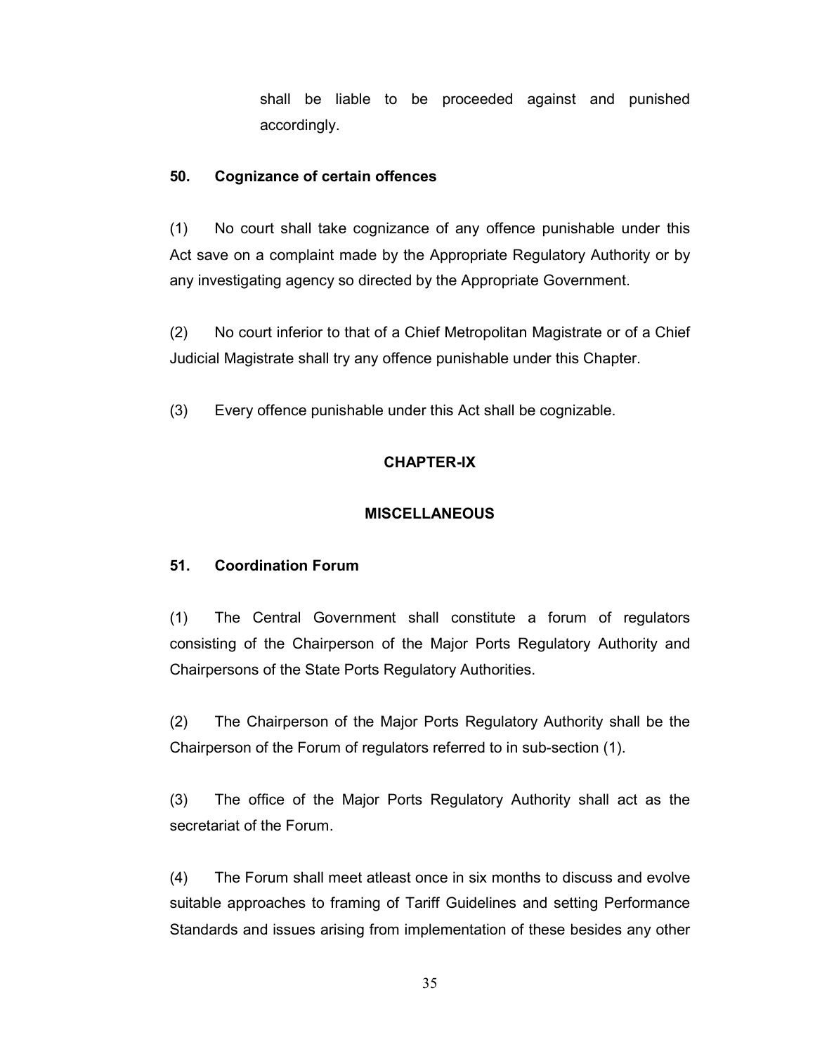shall be liable to be proceeded against and punished accordingly.

**50. Cognizance of certain offences**

(1) No court shall take cognizance of any offence punishable under this Act save on a complaint made by the Appropriate Regulatory Authority or by any investigating agency so directed by the Appropriate Government.

(2) No court inferior to that of a Chief Metropolitan Magistrate or of a Chief Judicial Magistrate shall try any offence punishable under this Chapter.

(3) Every offence punishable under this Act shall be cognizable.

## CHAPTER-IX

## MISCELLANEOUS

**51. Coordination Forum**

(1) The Central Government shall constitute a forum of regulators consisting of the Chairperson of the Major Ports Regulatory Authority and Chairpersons of the State Ports Regulatory Authorities.

(2) The Chairperson of the Major Ports Regulatory Authority shall be the Chairperson of the Forum of regulators referred to in sub-section (1).

(3) The office of the Major Ports Regulatory Authority shall act as the secretariat of the Forum.

(4) The Forum shall meet atleast once in six months to discuss and evolve suitable approaches to framing of Tariff Guidelines and setting Performance Standards and issues arising from implementation of these besides any other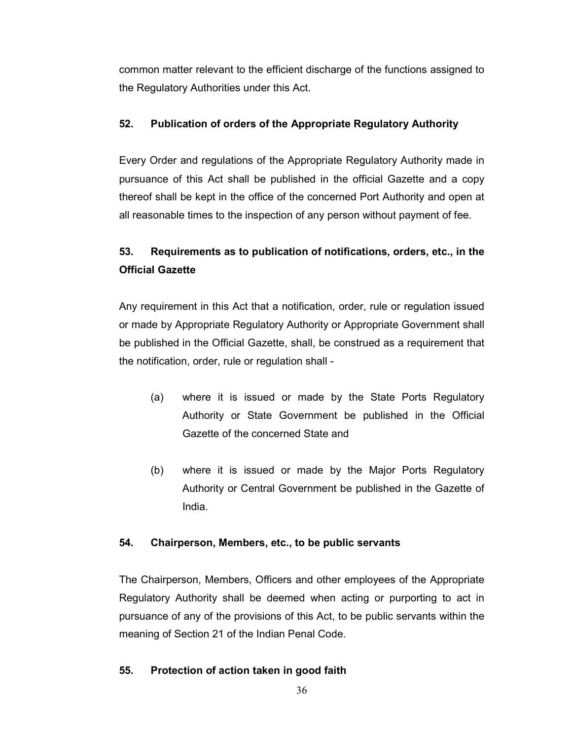common matter relevant to the efficient discharge of the functions assigned to the Regulatory Authorities under this Act.

### 52. Publication of orders of the Appropriate Regulatory Authority

Every Order and regulations of the Appropriate Regulatory Authority made in pursuance of this Act shall be published in the official Gazette and a copy thereof shall be kept in the office of the concerned Port Authority and open at all reasonable times to the inspection of any person without payment of fee.

### 53. Requirements as to publication of notifications, orders, etc., in the Official Gazette

Any requirement in this Act that a notification, order, rule or regulation issued or made by Appropriate Regulatory Authority or Appropriate Government shall be published in the Official Gazette, shall, be construed as a requirement that the notification, order, rule or regulation shall -

(a) where it is issued or made by the State Ports Regulatory Authority or State Government be published in the Official Gazette of the concerned State and

(b) where it is issued or made by the Major Ports Regulatory Authority or Central Government be published in the Gazette of India.

### 54. Chairperson, Members, etc., to be public servants

The Chairperson, Members, Officers and other employees of the Appropriate Regulatory Authority shall be deemed when acting or purporting to act in pursuance of any of the provisions of this Act, to be public servants within the meaning of Section 21 of the Indian Penal Code.

### 55. Protection of action taken in good faith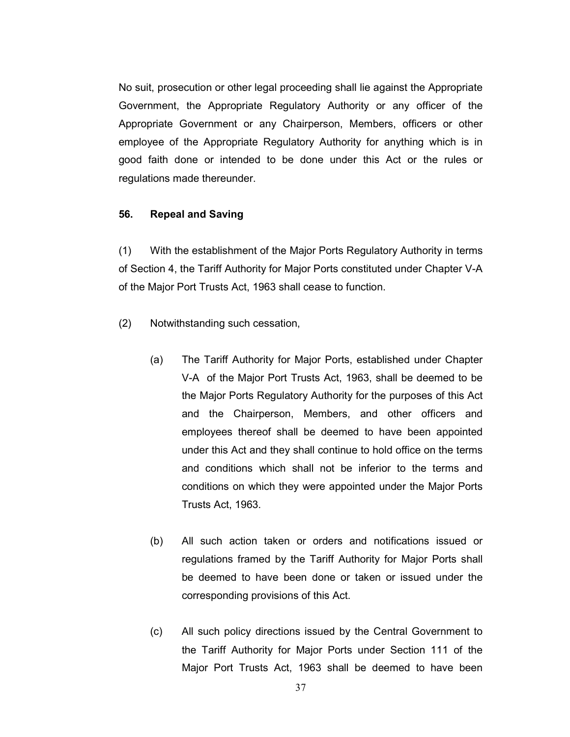No suit, prosecution or other legal proceeding shall lie against the Appropriate Government, the Appropriate Regulatory Authority or any officer of the Appropriate Government or any Chairperson, Members, officers or other employee of the Appropriate Regulatory Authority for anything which is in good faith done or intended to be done under this Act or the rules or regulations made thereunder.

**56. Repeal and Saving**

(1) With the establishment of the Major Ports Regulatory Authority in terms of Section 4, the Tariff Authority for Major Ports constituted under Chapter V-A of the Major Port Trusts Act, 1963 shall cease to function.

(2) Notwithstanding such cessation,

(a) The Tariff Authority for Major Ports, established under Chapter V-A of the Major Port Trusts Act, 1963, shall be deemed to be the Major Ports Regulatory Authority for the purposes of this Act and the Chairperson, Members, and other officers and employees thereof shall be deemed to have been appointed under this Act and they shall continue to hold office on the terms and conditions which shall not be inferior to the terms and conditions on which they were appointed under the Major Ports Trusts Act, 1963.

(b) All such action taken or orders and notifications issued or regulations framed by the Tariff Authority for Major Ports shall be deemed to have been done or taken or issued under the corresponding provisions of this Act.

(c) All such policy directions issued by the Central Government to the Tariff Authority for Major Ports under Section 111 of the Major Port Trusts Act, 1963 shall be deemed to have been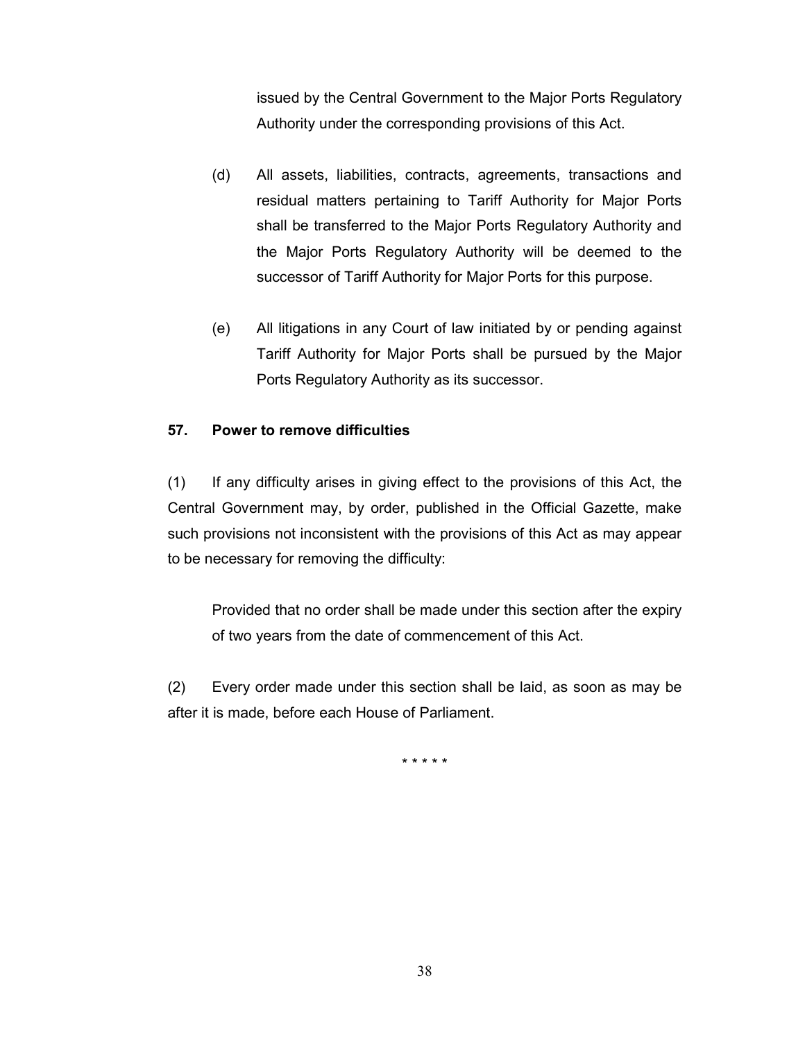issued by the Central Government to the Major Ports Regulatory Authority under the corresponding provisions of this Act.

(d) All assets, liabilities, contracts, agreements, transactions and residual matters pertaining to Tariff Authority for Major Ports shall be transferred to the Major Ports Regulatory Authority and the Major Ports Regulatory Authority will be deemed to the successor of Tariff Authority for Major Ports for this purpose.

(e) All litigations in any Court of law initiated by or pending against Tariff Authority for Major Ports shall be pursued by the Major Ports Regulatory Authority as its successor.

**57. Power to remove difficulties**

(1) If any difficulty arises in giving effect to the provisions of this Act, the Central Government may, by order, published in the Official Gazette, make such provisions not inconsistent with the provisions of this Act as may appear to be necessary for removing the difficulty:

Provided that no order shall be made under this section after the expiry of two years from the date of commencement of this Act.

(2) Every order made under this section shall be laid, as soon as may be after it is made, before each House of Parliament.

\* \* \* \* \*